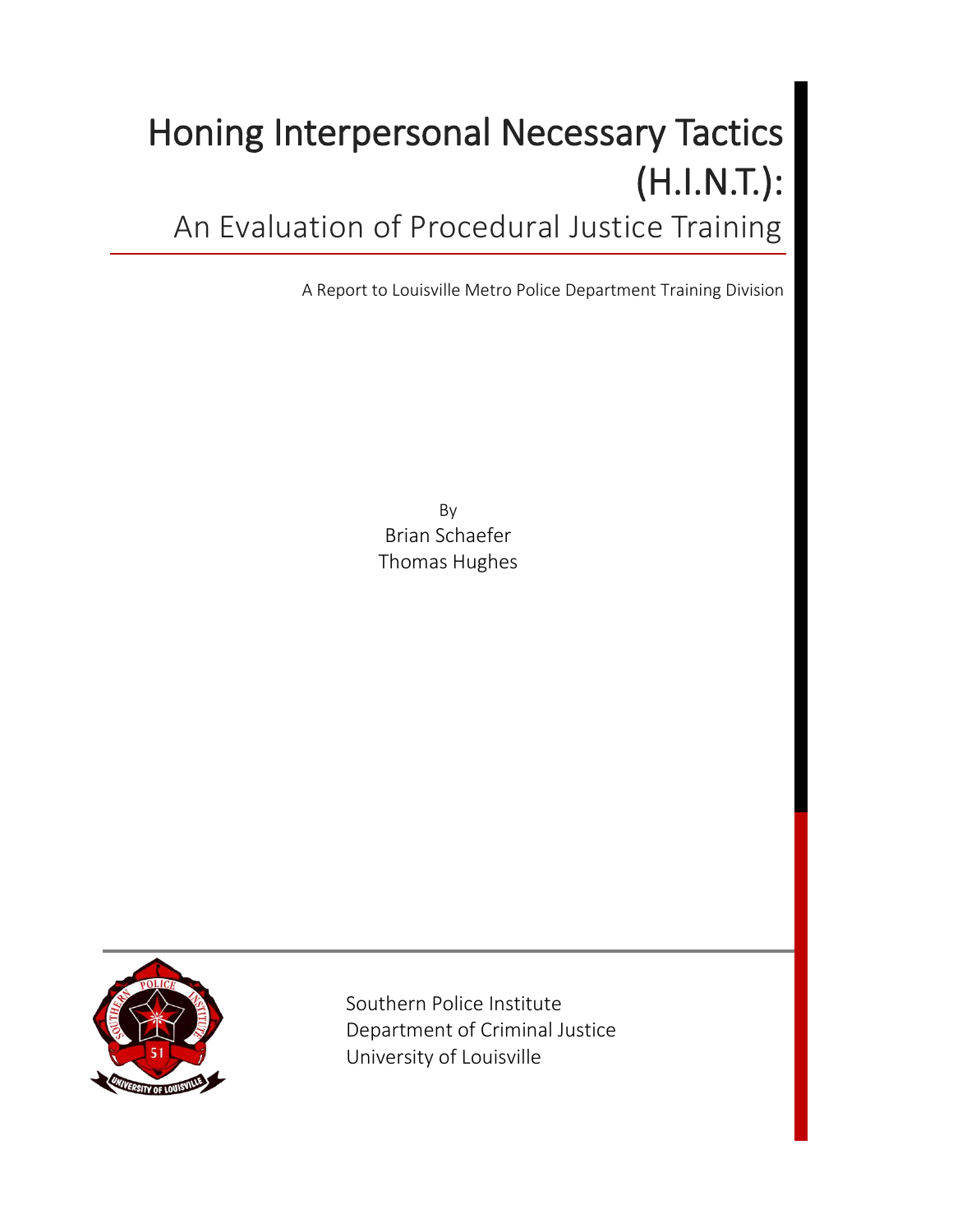# Honing Interpersonal Necessary Tactics (H.I.N.T.):

## An Evaluation of Procedural Justice Training

A Report to Louisville Metro Police Department Training Division

By

Brian Schaefer

Thomas Hughes

Southern Police Institute

Department of Criminal Justice

University of Louisville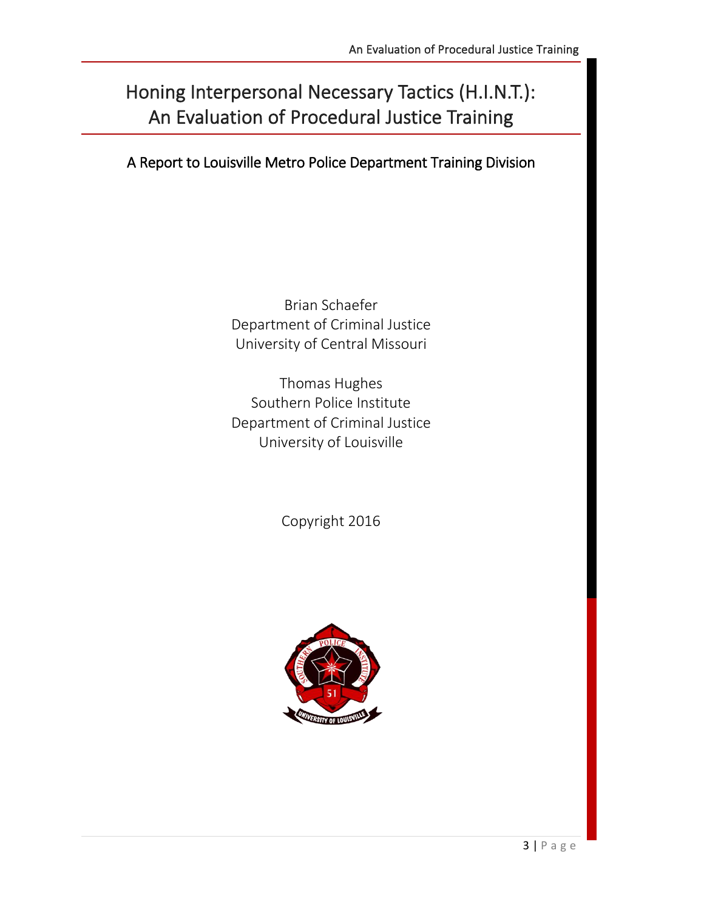# Honing Interpersonal Necessary Tactics (H.I.N.T.): An Evaluation of Procedural Justice Training

## A Report to Louisville Metro Police Department Training Division

Brian Schaefer
Department of Criminal Justice
University of Central Missouri

Thomas Hughes
Southern Police Institute
Department of Criminal Justice
University of Louisville

Copyright 2016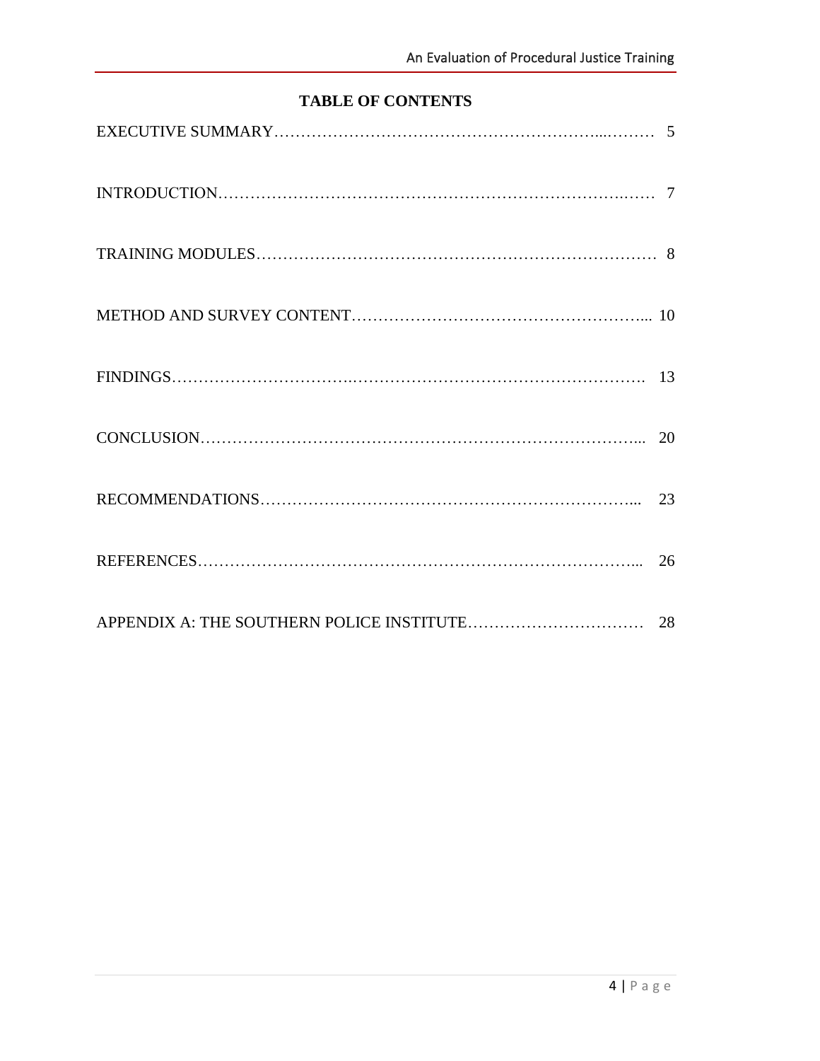# TABLE OF CONTENTS

| Section | Page |
|---|---|
| EXECUTIVE SUMMARY | 5 |
| INTRODUCTION | 7 |
| TRAINING MODULES | 8 |
| METHOD AND SURVEY CONTENT | 10 |
| FINDINGS | 13 |
| CONCLUSION | 20 |
| RECOMMENDATIONS | 23 |
| REFERENCES | 26 |
| APPENDIX A: THE SOUTHERN POLICE INSTITUTE | 28 |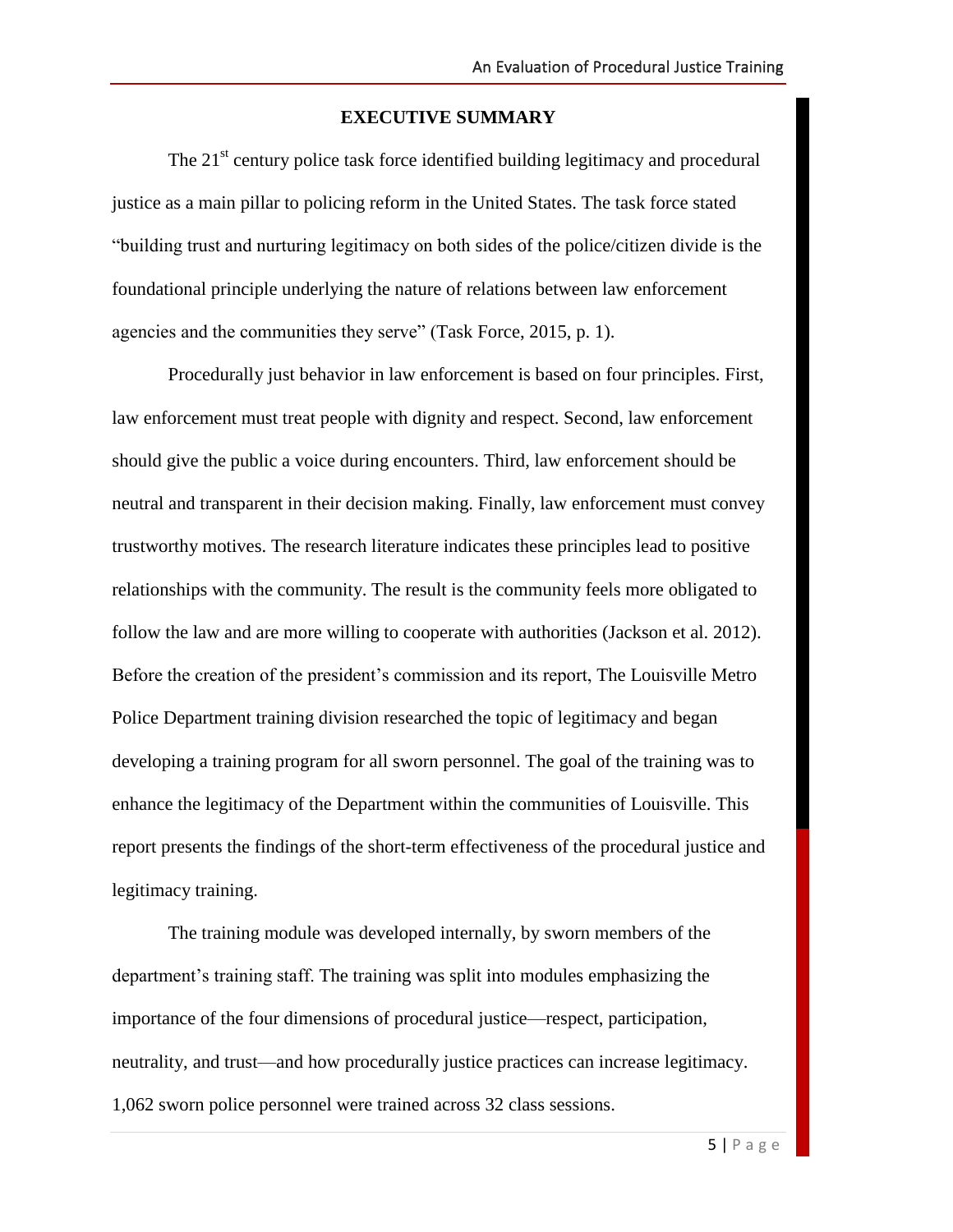## EXECUTIVE SUMMARY

The 21st century police task force identified building legitimacy and procedural justice as a main pillar to policing reform in the United States. The task force stated "building trust and nurturing legitimacy on both sides of the police/citizen divide is the foundational principle underlying the nature of relations between law enforcement agencies and the communities they serve" (Task Force, 2015, p. 1).

Procedurally just behavior in law enforcement is based on four principles. First, law enforcement must treat people with dignity and respect. Second, law enforcement should give the public a voice during encounters. Third, law enforcement should be neutral and transparent in their decision making. Finally, law enforcement must convey trustworthy motives. The research literature indicates these principles lead to positive relationships with the community. The result is the community feels more obligated to follow the law and are more willing to cooperate with authorities (Jackson et al. 2012). Before the creation of the president's commission and its report, The Louisville Metro Police Department training division researched the topic of legitimacy and began developing a training program for all sworn personnel. The goal of the training was to enhance the legitimacy of the Department within the communities of Louisville. This report presents the findings of the short-term effectiveness of the procedural justice and legitimacy training.

The training module was developed internally, by sworn members of the department's training staff. The training was split into modules emphasizing the importance of the four dimensions of procedural justice—respect, participation, neutrality, and trust—and how procedurally justice practices can increase legitimacy. 1,062 sworn police personnel were trained across 32 class sessions.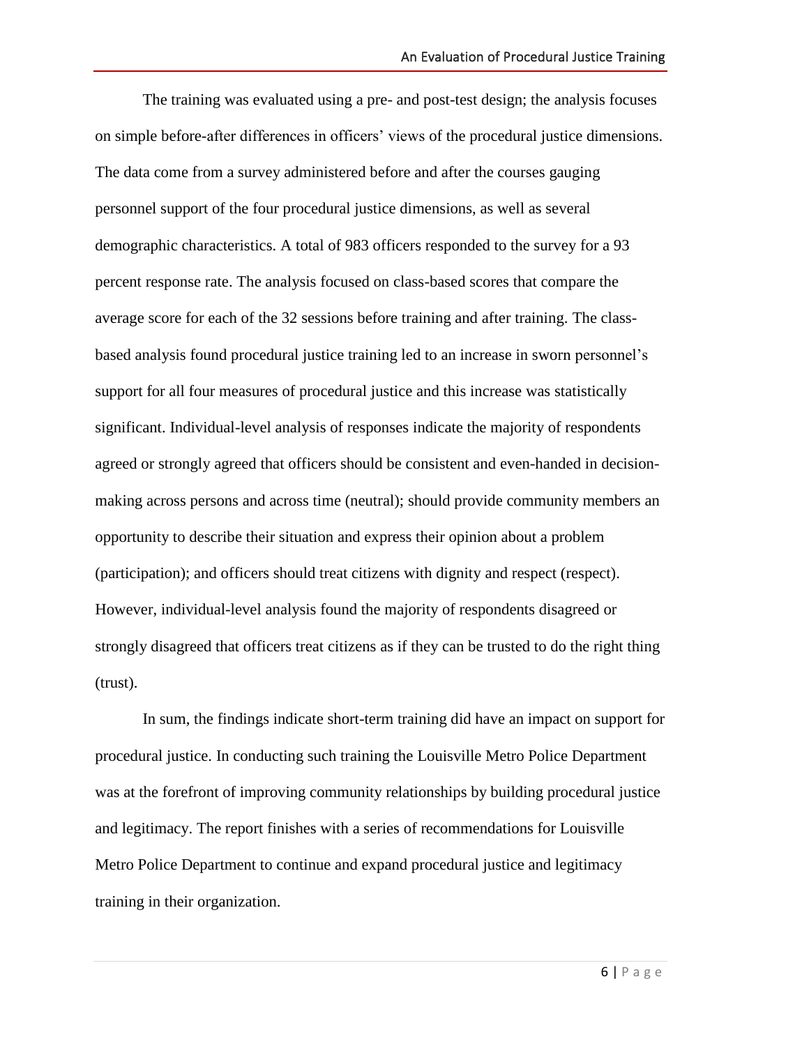The training was evaluated using a pre- and post-test design; the analysis focuses on simple before-after differences in officers' views of the procedural justice dimensions. The data come from a survey administered before and after the courses gauging personnel support of the four procedural justice dimensions, as well as several demographic characteristics. A total of 983 officers responded to the survey for a 93 percent response rate. The analysis focused on class-based scores that compare the average score for each of the 32 sessions before training and after training. The class-based analysis found procedural justice training led to an increase in sworn personnel's support for all four measures of procedural justice and this increase was statistically significant. Individual-level analysis of responses indicate the majority of respondents agreed or strongly agreed that officers should be consistent and even-handed in decision-making across persons and across time (neutral); should provide community members an opportunity to describe their situation and express their opinion about a problem (participation); and officers should treat citizens with dignity and respect (respect). However, individual-level analysis found the majority of respondents disagreed or strongly disagreed that officers treat citizens as if they can be trusted to do the right thing (trust).

In sum, the findings indicate short-term training did have an impact on support for procedural justice. In conducting such training the Louisville Metro Police Department was at the forefront of improving community relationships by building procedural justice and legitimacy. The report finishes with a series of recommendations for Louisville Metro Police Department to continue and expand procedural justice and legitimacy training in their organization.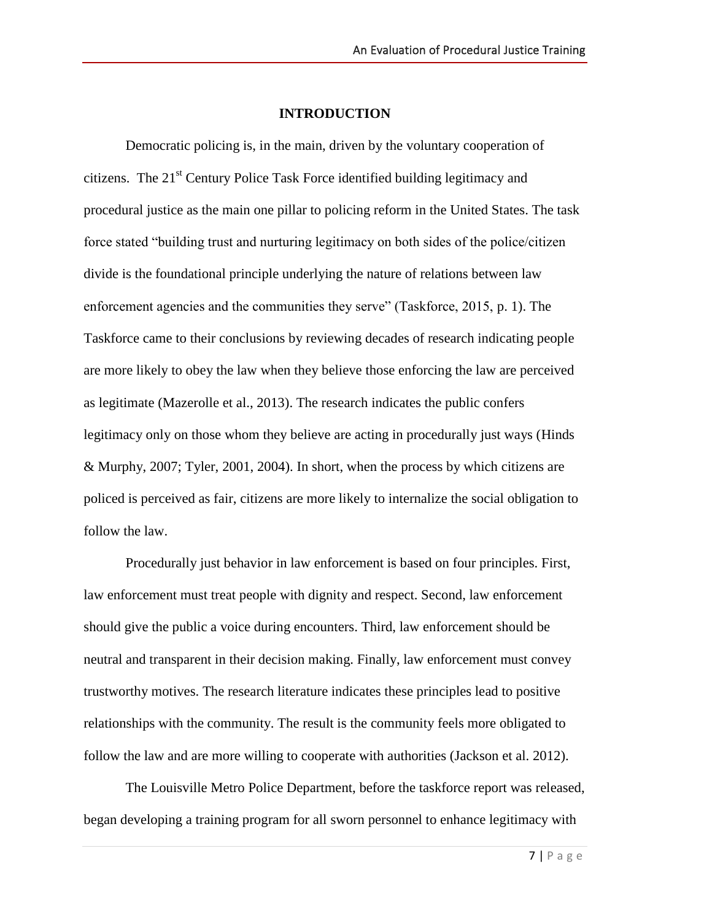# INTRODUCTION

Democratic policing is, in the main, driven by the voluntary cooperation of citizens. The 21st Century Police Task Force identified building legitimacy and procedural justice as the main one pillar to policing reform in the United States. The task force stated "building trust and nurturing legitimacy on both sides of the police/citizen divide is the foundational principle underlying the nature of relations between law enforcement agencies and the communities they serve" (Taskforce, 2015, p. 1). The Taskforce came to their conclusions by reviewing decades of research indicating people are more likely to obey the law when they believe those enforcing the law are perceived as legitimate (Mazerolle et al., 2013). The research indicates the public confers legitimacy only on those whom they believe are acting in procedurally just ways (Hinds & Murphy, 2007; Tyler, 2001, 2004). In short, when the process by which citizens are policed is perceived as fair, citizens are more likely to internalize the social obligation to follow the law.

Procedurally just behavior in law enforcement is based on four principles. First, law enforcement must treat people with dignity and respect. Second, law enforcement should give the public a voice during encounters. Third, law enforcement should be neutral and transparent in their decision making. Finally, law enforcement must convey trustworthy motives. The research literature indicates these principles lead to positive relationships with the community. The result is the community feels more obligated to follow the law and are more willing to cooperate with authorities (Jackson et al. 2012).

The Louisville Metro Police Department, before the taskforce report was released, began developing a training program for all sworn personnel to enhance legitimacy with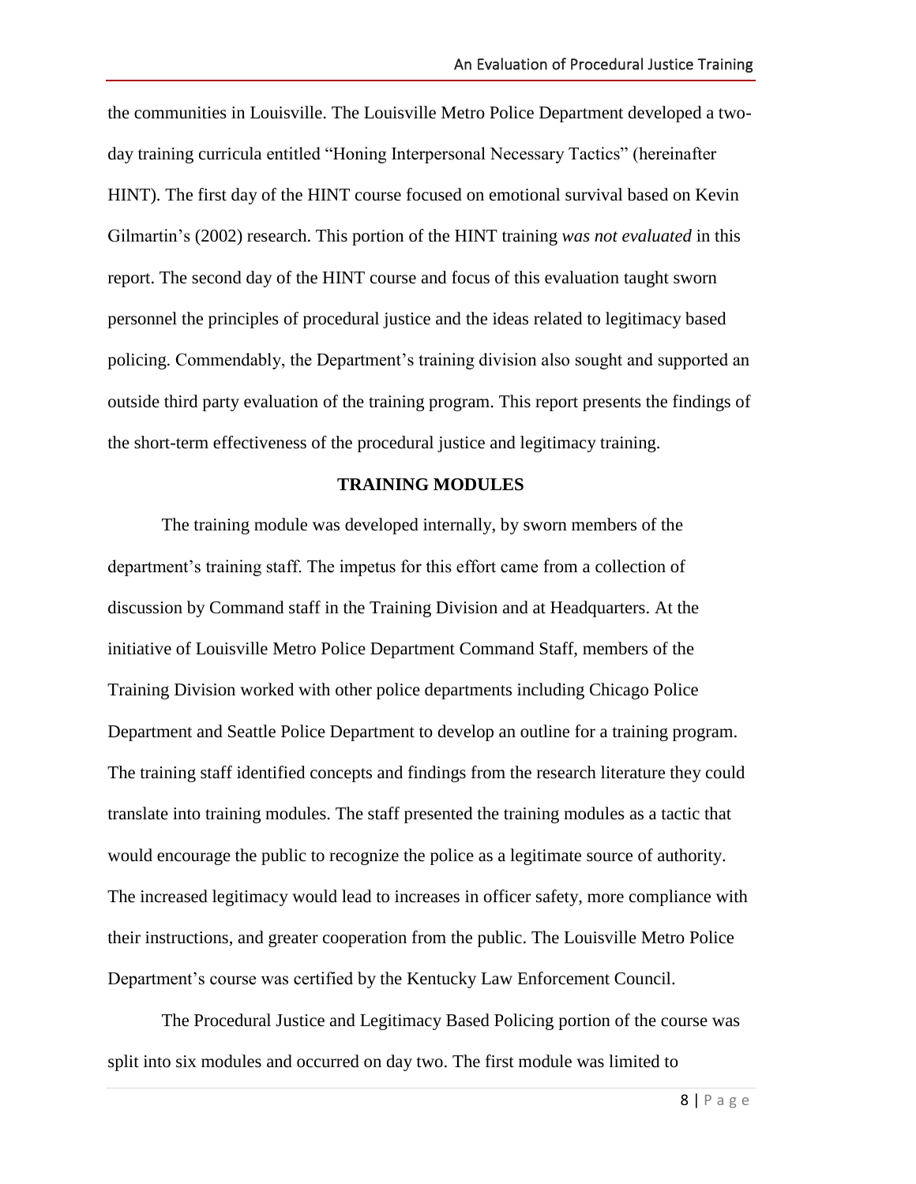the communities in Louisville. The Louisville Metro Police Department developed a two-day training curricula entitled "Honing Interpersonal Necessary Tactics" (hereinafter HINT). The first day of the HINT course focused on emotional survival based on Kevin Gilmartin's (2002) research. This portion of the HINT training *was not evaluated* in this report. The second day of the HINT course and focus of this evaluation taught sworn personnel the principles of procedural justice and the ideas related to legitimacy based policing. Commendably, the Department's training division also sought and supported an outside third party evaluation of the training program. This report presents the findings of the short-term effectiveness of the procedural justice and legitimacy training.

## TRAINING MODULES

The training module was developed internally, by sworn members of the department's training staff. The impetus for this effort came from a collection of discussion by Command staff in the Training Division and at Headquarters. At the initiative of Louisville Metro Police Department Command Staff, members of the Training Division worked with other police departments including Chicago Police Department and Seattle Police Department to develop an outline for a training program. The training staff identified concepts and findings from the research literature they could translate into training modules. The staff presented the training modules as a tactic that would encourage the public to recognize the police as a legitimate source of authority. The increased legitimacy would lead to increases in officer safety, more compliance with their instructions, and greater cooperation from the public. The Louisville Metro Police Department's course was certified by the Kentucky Law Enforcement Council.

The Procedural Justice and Legitimacy Based Policing portion of the course was split into six modules and occurred on day two. The first module was limited to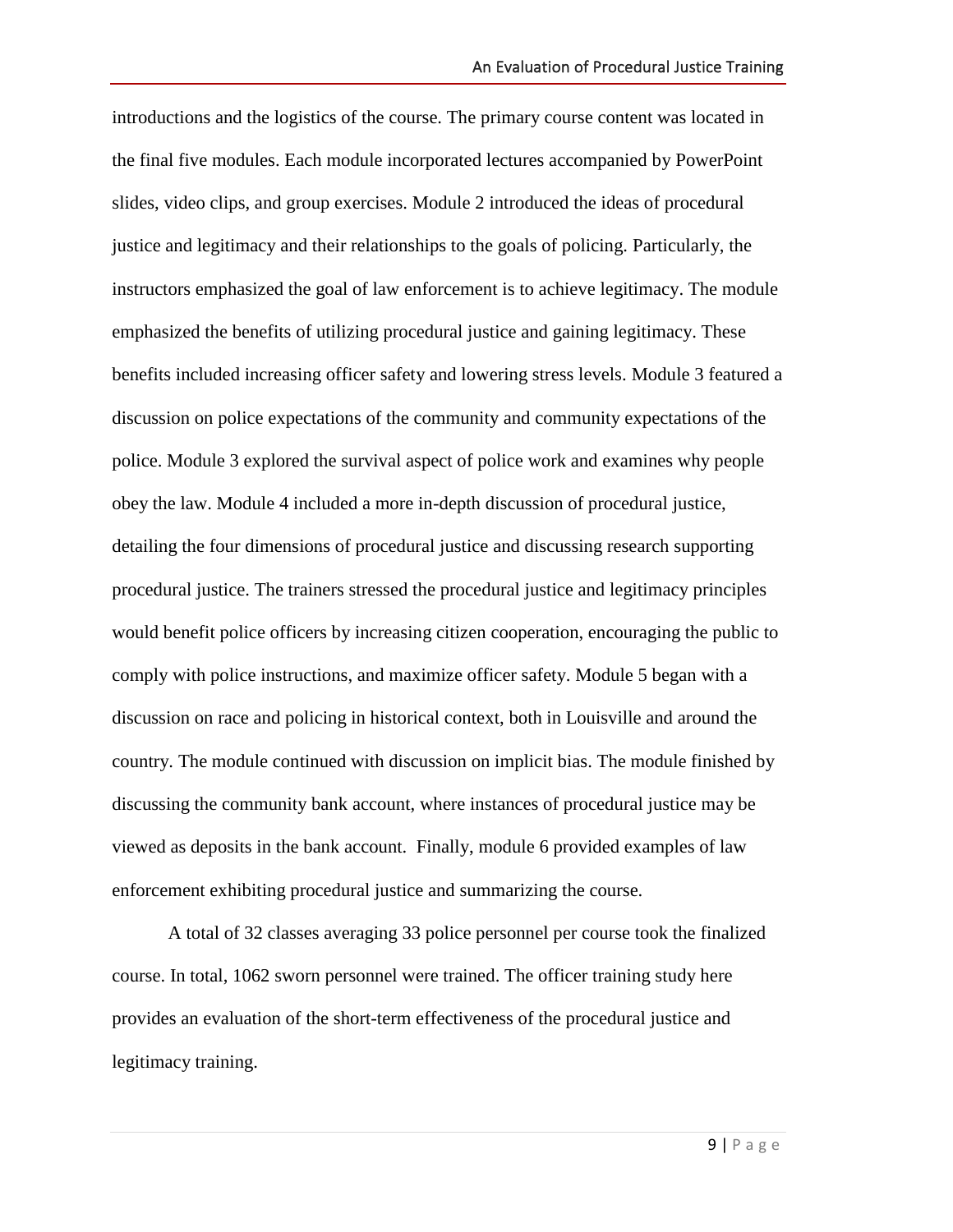introductions and the logistics of the course. The primary course content was located in the final five modules. Each module incorporated lectures accompanied by PowerPoint slides, video clips, and group exercises. Module 2 introduced the ideas of procedural justice and legitimacy and their relationships to the goals of policing. Particularly, the instructors emphasized the goal of law enforcement is to achieve legitimacy. The module emphasized the benefits of utilizing procedural justice and gaining legitimacy. These benefits included increasing officer safety and lowering stress levels. Module 3 featured a discussion on police expectations of the community and community expectations of the police. Module 3 explored the survival aspect of police work and examines why people obey the law. Module 4 included a more in-depth discussion of procedural justice, detailing the four dimensions of procedural justice and discussing research supporting procedural justice. The trainers stressed the procedural justice and legitimacy principles would benefit police officers by increasing citizen cooperation, encouraging the public to comply with police instructions, and maximize officer safety. Module 5 began with a discussion on race and policing in historical context, both in Louisville and around the country. The module continued with discussion on implicit bias. The module finished by discussing the community bank account, where instances of procedural justice may be viewed as deposits in the bank account. Finally, module 6 provided examples of law enforcement exhibiting procedural justice and summarizing the course.

A total of 32 classes averaging 33 police personnel per course took the finalized course. In total, 1062 sworn personnel were trained. The officer training study here provides an evaluation of the short-term effectiveness of the procedural justice and legitimacy training.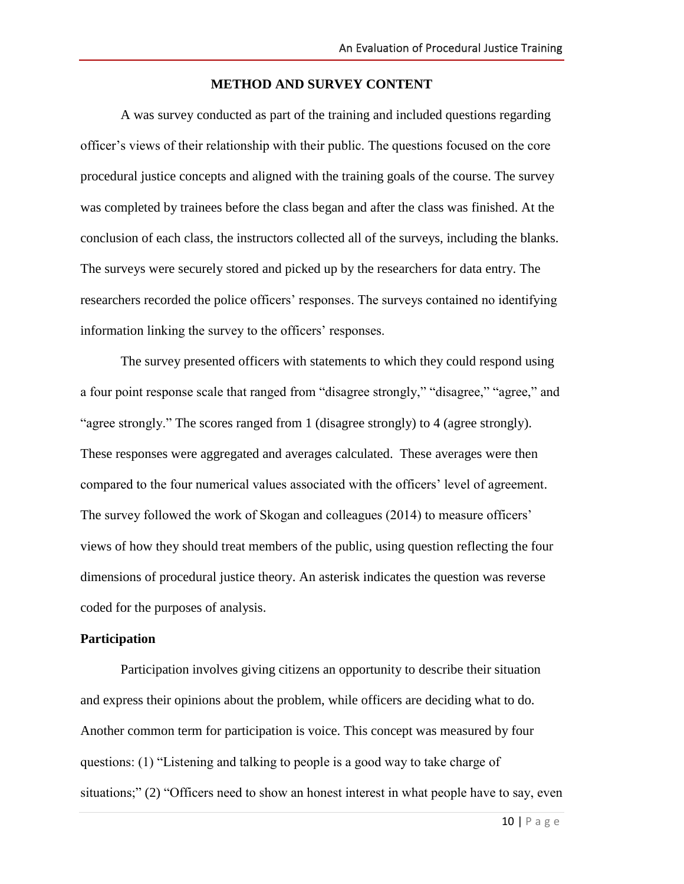## METHOD AND SURVEY CONTENT

A was survey conducted as part of the training and included questions regarding officer's views of their relationship with their public. The questions focused on the core procedural justice concepts and aligned with the training goals of the course. The survey was completed by trainees before the class began and after the class was finished. At the conclusion of each class, the instructors collected all of the surveys, including the blanks. The surveys were securely stored and picked up by the researchers for data entry. The researchers recorded the police officers' responses. The surveys contained no identifying information linking the survey to the officers' responses.

The survey presented officers with statements to which they could respond using a four point response scale that ranged from "disagree strongly," "disagree," "agree," and "agree strongly." The scores ranged from 1 (disagree strongly) to 4 (agree strongly). These responses were aggregated and averages calculated. These averages were then compared to the four numerical values associated with the officers' level of agreement. The survey followed the work of Skogan and colleagues (2014) to measure officers' views of how they should treat members of the public, using question reflecting the four dimensions of procedural justice theory. An asterisk indicates the question was reverse coded for the purposes of analysis.

### Participation

Participation involves giving citizens an opportunity to describe their situation and express their opinions about the problem, while officers are deciding what to do. Another common term for participation is voice. This concept was measured by four questions: (1) "Listening and talking to people is a good way to take charge of situations;" (2) "Officers need to show an honest interest in what people have to say, even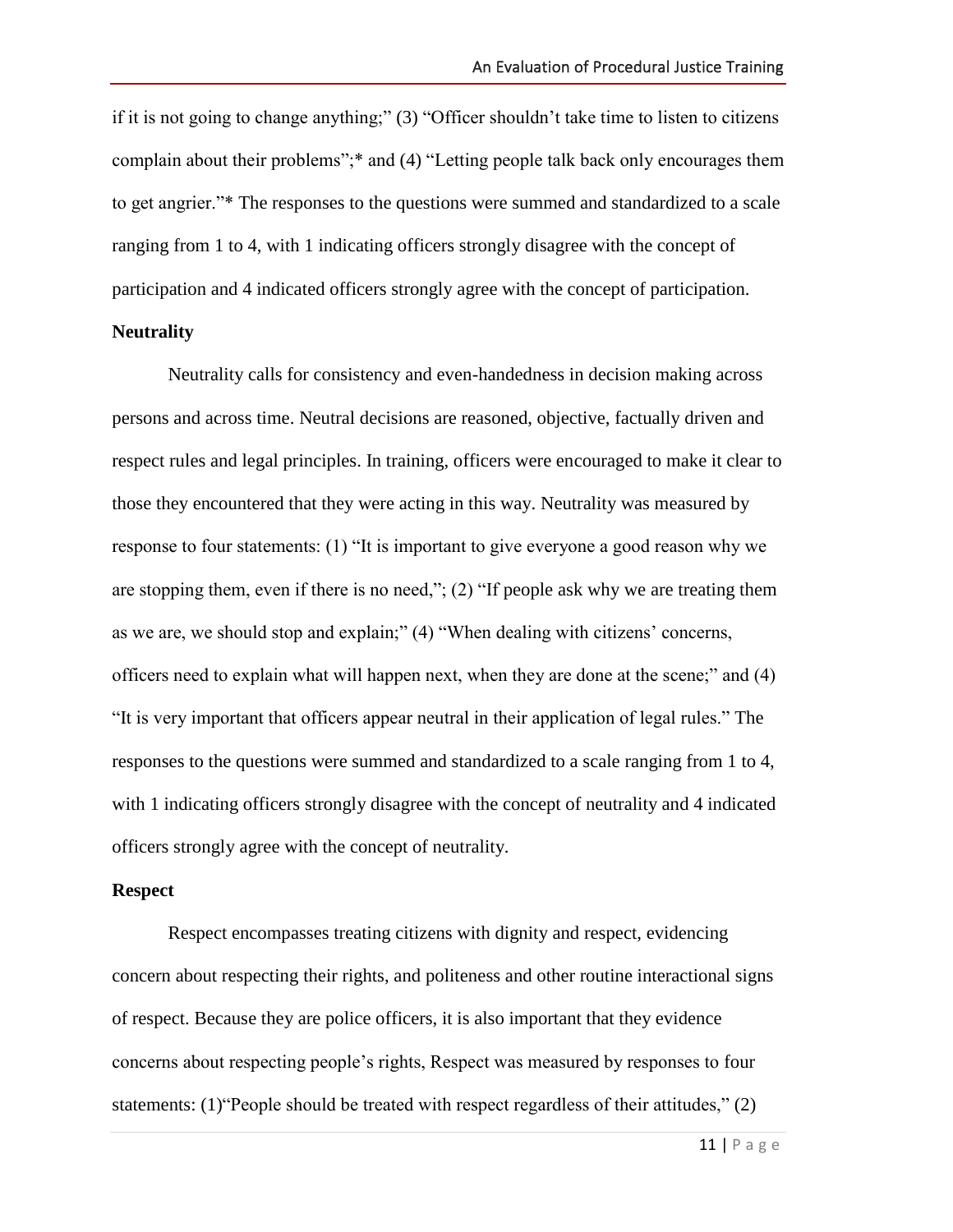if it is not going to change anything;" (3) "Officer shouldn't take time to listen to citizens complain about their problems";* and (4) "Letting people talk back only encourages them to get angrier."* The responses to the questions were summed and standardized to a scale ranging from 1 to 4, with 1 indicating officers strongly disagree with the concept of participation and 4 indicated officers strongly agree with the concept of participation.

**Neutrality**

Neutrality calls for consistency and even-handedness in decision making across persons and across time. Neutral decisions are reasoned, objective, factually driven and respect rules and legal principles. In training, officers were encouraged to make it clear to those they encountered that they were acting in this way. Neutrality was measured by response to four statements: (1) "It is important to give everyone a good reason why we are stopping them, even if there is no need,"; (2) "If people ask why we are treating them as we are, we should stop and explain;" (4) "When dealing with citizens' concerns, officers need to explain what will happen next, when they are done at the scene;" and (4) "It is very important that officers appear neutral in their application of legal rules." The responses to the questions were summed and standardized to a scale ranging from 1 to 4, with 1 indicating officers strongly disagree with the concept of neutrality and 4 indicated officers strongly agree with the concept of neutrality.

**Respect**

Respect encompasses treating citizens with dignity and respect, evidencing concern about respecting their rights, and politeness and other routine interactional signs of respect. Because they are police officers, it is also important that they evidence concerns about respecting people's rights, Respect was measured by responses to four statements: (1)"People should be treated with respect regardless of their attitudes," (2)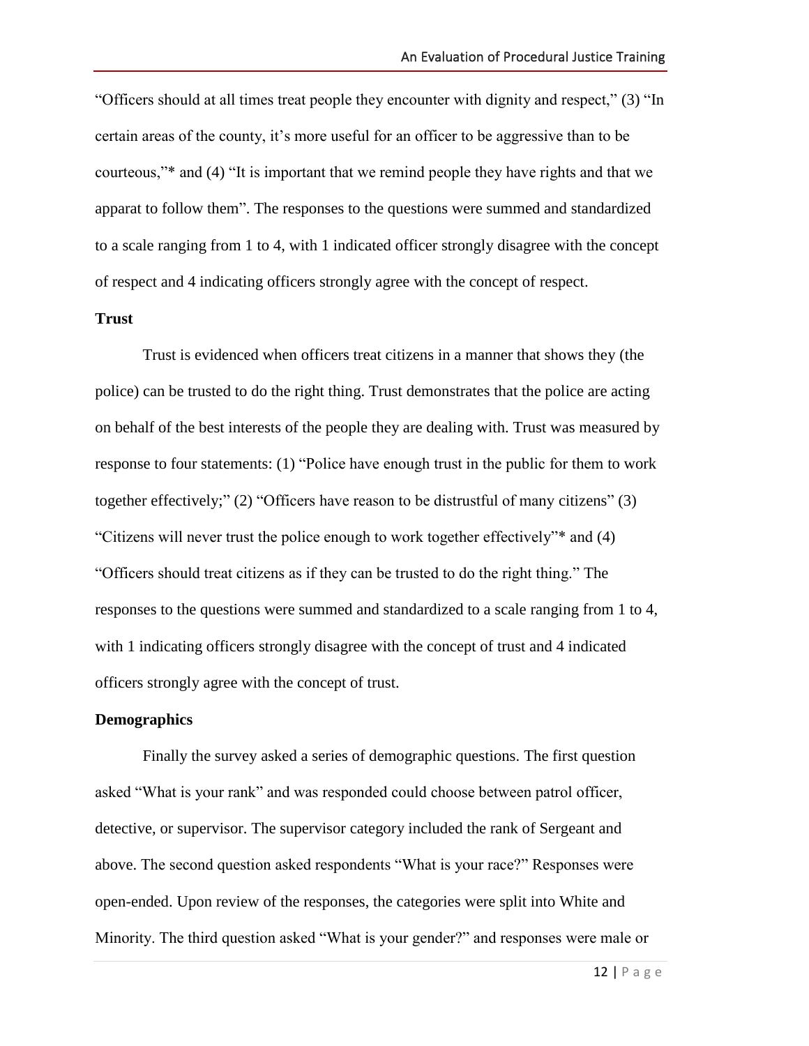"Officers should at all times treat people they encounter with dignity and respect," (3) "In certain areas of the county, it's more useful for an officer to be aggressive than to be courteous,"* and (4) "It is important that we remind people they have rights and that we apparat to follow them". The responses to the questions were summed and standardized to a scale ranging from 1 to 4, with 1 indicated officer strongly disagree with the concept of respect and 4 indicating officers strongly agree with the concept of respect.

**Trust**

Trust is evidenced when officers treat citizens in a manner that shows they (the police) can be trusted to do the right thing. Trust demonstrates that the police are acting on behalf of the best interests of the people they are dealing with. Trust was measured by response to four statements: (1) "Police have enough trust in the public for them to work together effectively;" (2) "Officers have reason to be distrustful of many citizens" (3) "Citizens will never trust the police enough to work together effectively"* and (4) "Officers should treat citizens as if they can be trusted to do the right thing." The responses to the questions were summed and standardized to a scale ranging from 1 to 4, with 1 indicating officers strongly disagree with the concept of trust and 4 indicated officers strongly agree with the concept of trust.

**Demographics**

Finally the survey asked a series of demographic questions. The first question asked "What is your rank" and was responded could choose between patrol officer, detective, or supervisor. The supervisor category included the rank of Sergeant and above. The second question asked respondents "What is your race?" Responses were open-ended. Upon review of the responses, the categories were split into White and Minority. The third question asked "What is your gender?" and responses were male or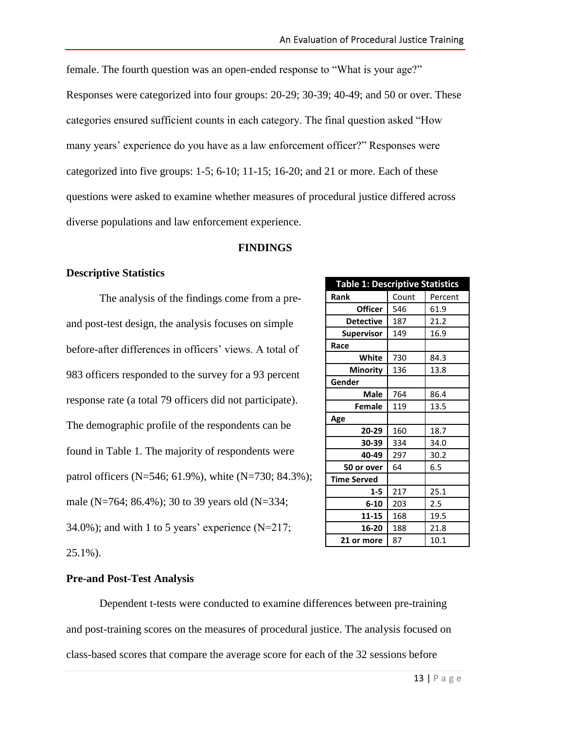female. The fourth question was an open-ended response to "What is your age?" Responses were categorized into four groups: 20-29; 30-39; 40-49; and 50 or over. These categories ensured sufficient counts in each category. The final question asked "How many years' experience do you have as a law enforcement officer?" Responses were categorized into five groups: 1-5; 6-10; 11-15; 16-20; and 21 or more. Each of these questions were asked to examine whether measures of procedural justice differed across diverse populations and law enforcement experience.

## FINDINGS

### Descriptive Statistics

The analysis of the findings come from a pre- and post-test design, the analysis focuses on simple before-after differences in officers' views. A total of 983 officers responded to the survey for a 93 percent response rate (a total 79 officers did not participate). The demographic profile of the respondents can be found in Table 1. The majority of respondents were patrol officers (N=546; 61.9%), white (N=730; 84.3%); male (N=764; 86.4%); 30 to 39 years old (N=334; 34.0%); and with 1 to 5 years' experience (N=217; 25.1%).

**Table 1: Descriptive Statistics**

| Rank | Count | Percent |
|---|---|---|
| **Officer** | 546 | 61.9 |
| **Detective** | 187 | 21.2 |
| **Supervisor** | 149 | 16.9 |
| **Race** | | |
| **White** | 730 | 84.3 |
| **Minority** | 136 | 13.8 |
| **Gender** | | |
| **Male** | 764 | 86.4 |
| **Female** | 119 | 13.5 |
| **Age** | | |
| **20-29** | 160 | 18.7 |
| **30-39** | 334 | 34.0 |
| **40-49** | 297 | 30.2 |
| **50 or over** | 64 | 6.5 |
| **Time Served** | | |
| **1-5** | 217 | 25.1 |
| **6-10** | 203 | 2.5 |
| **11-15** | 168 | 19.5 |
| **16-20** | 188 | 21.8 |
| **21 or more** | 87 | 10.1 |

### Pre-and Post-Test Analysis

Dependent t-tests were conducted to examine differences between pre-training and post-training scores on the measures of procedural justice. The analysis focused on class-based scores that compare the average score for each of the 32 sessions before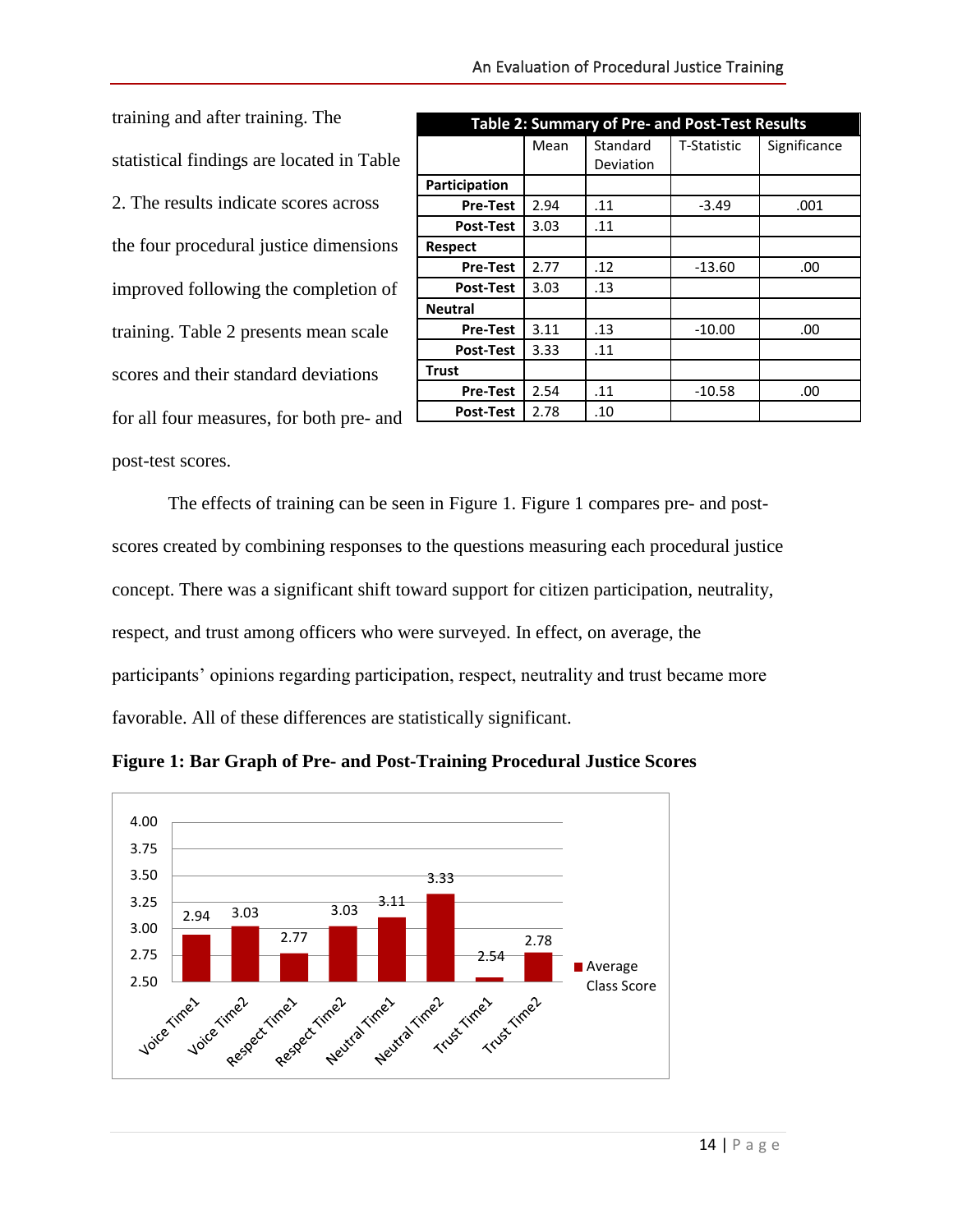training and after training. The statistical findings are located in Table 2. The results indicate scores across the four procedural justice dimensions improved following the completion of training. Table 2 presents mean scale scores and their standard deviations for all four measures, for both pre- and post-test scores.

| Table 2: Summary of Pre- and Post-Test Results | | | | |
|---|---|---|---|---|
| | Mean | Standard Deviation | T-Statistic | Significance |
| **Participation** | | | | |
| **Pre-Test** | 2.94 | .11 | -3.49 | .001 |
| **Post-Test** | 3.03 | .11 | | |
| **Respect** | | | | |
| **Pre-Test** | 2.77 | .12 | -13.60 | .00 |
| **Post-Test** | 3.03 | .13 | | |
| **Neutral** | | | | |
| **Pre-Test** | 3.11 | .13 | -10.00 | .00 |
| **Post-Test** | 3.33 | .11 | | |
| **Trust** | | | | |
| **Pre-Test** | 2.54 | .11 | -10.58 | .00 |
| **Post-Test** | 2.78 | .10 | | |

The effects of training can be seen in Figure 1. Figure 1 compares pre- and post-scores created by combining responses to the questions measuring each procedural justice concept. There was a significant shift toward support for citizen participation, neutrality, respect, and trust among officers who were surveyed. In effect, on average, the participants' opinions regarding participation, respect, neutrality and trust became more favorable. All of these differences are statistically significant.

**Figure 1: Bar Graph of Pre- and Post-Training Procedural Justice Scores**

| | Average Class Score |
|---|---|
| Voice Time1 | 2.94 |
| Voice Time2 | 3.03 |
| Respect Time1 | 2.77 |
| Respect Time2 | 3.03 |
| Neutral Time1 | 3.11 |
| Neutral Time2 | 3.33 |
| Trust Time1 | 2.54 |
| Trust Time2 | 2.78 |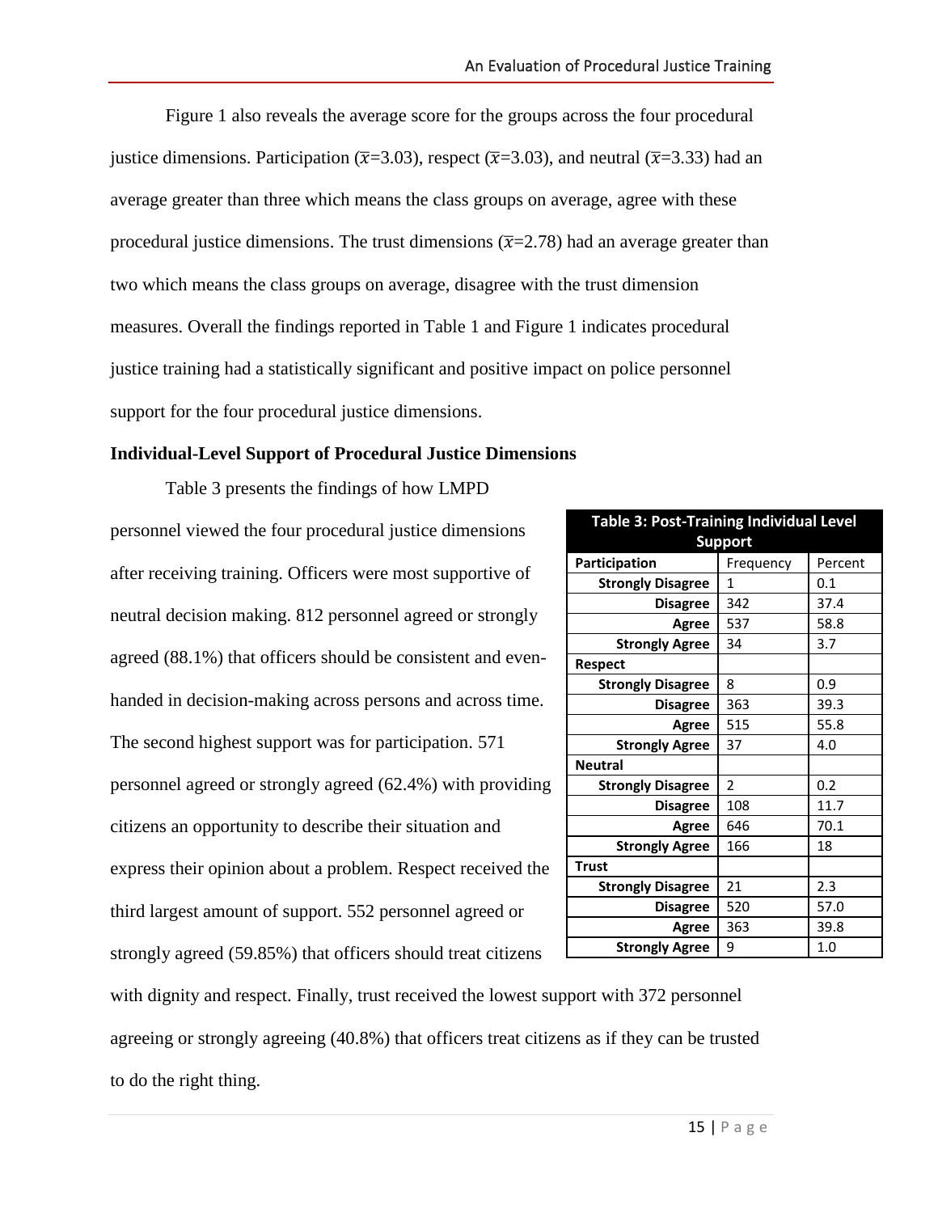Figure 1 also reveals the average score for the groups across the four procedural justice dimensions. Participation ($\bar{x}$=3.03), respect ($\bar{x}$=3.03), and neutral ($\bar{x}$=3.33) had an average greater than three which means the class groups on average, agree with these procedural justice dimensions. The trust dimensions ($\bar{x}$=2.78) had an average greater than two which means the class groups on average, disagree with the trust dimension measures. Overall the findings reported in Table 1 and Figure 1 indicates procedural justice training had a statistically significant and positive impact on police personnel support for the four procedural justice dimensions.

**Individual-Level Support of Procedural Justice Dimensions**

Table 3 presents the findings of how LMPD personnel viewed the four procedural justice dimensions after receiving training. Officers were most supportive of neutral decision making. 812 personnel agreed or strongly agreed (88.1%) that officers should be consistent and even-handed in decision-making across persons and across time. The second highest support was for participation. 571 personnel agreed or strongly agreed (62.4%) with providing citizens an opportunity to describe their situation and express their opinion about a problem. Respect received the third largest amount of support. 552 personnel agreed or strongly agreed (59.85%) that officers should treat citizens with dignity and respect. Finally, trust received the lowest support with 372 personnel agreeing or strongly agreeing (40.8%) that officers treat citizens as if they can be trusted to do the right thing.

**Table 3: Post-Training Individual Level Support**

| Participation | Frequency | Percent |
|---|---|---|
| Strongly Disagree | 1 | 0.1 |
| Disagree | 342 | 37.4 |
| Agree | 537 | 58.8 |
| Strongly Agree | 34 | 3.7 |
| **Respect** | | |
| Strongly Disagree | 8 | 0.9 |
| Disagree | 363 | 39.3 |
| Agree | 515 | 55.8 |
| Strongly Agree | 37 | 4.0 |
| **Neutral** | | |
| Strongly Disagree | 2 | 0.2 |
| Disagree | 108 | 11.7 |
| Agree | 646 | 70.1 |
| Strongly Agree | 166 | 18 |
| **Trust** | | |
| Strongly Disagree | 21 | 2.3 |
| Disagree | 520 | 57.0 |
| Agree | 363 | 39.8 |
| Strongly Agree | 9 | 1.0 |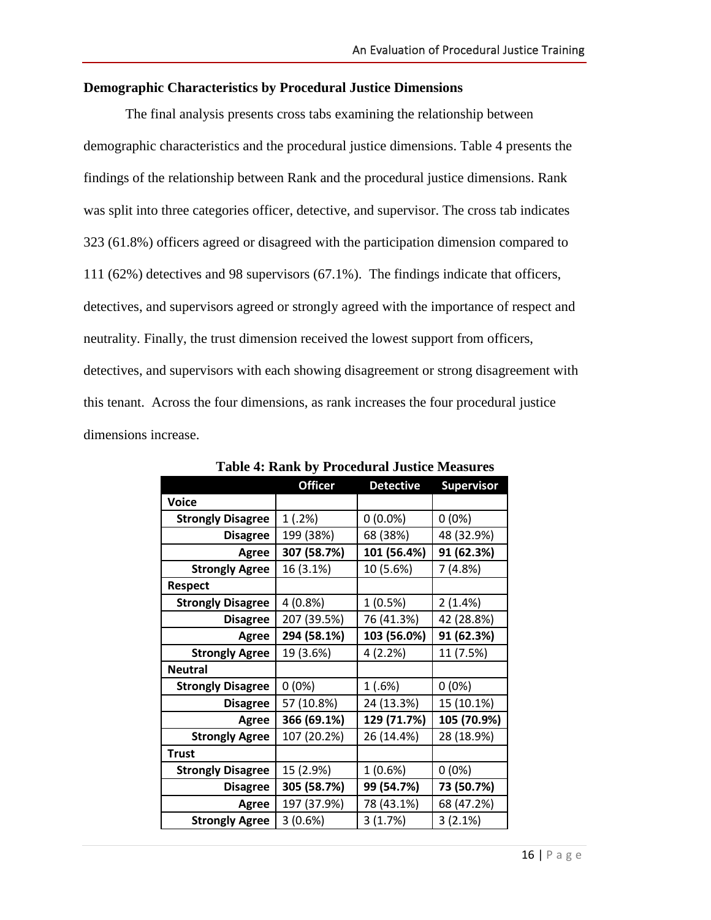### Demographic Characteristics by Procedural Justice Dimensions

The final analysis presents cross tabs examining the relationship between demographic characteristics and the procedural justice dimensions. Table 4 presents the findings of the relationship between Rank and the procedural justice dimensions. Rank was split into three categories officer, detective, and supervisor. The cross tab indicates 323 (61.8%) officers agreed or disagreed with the participation dimension compared to 111 (62%) detectives and 98 supervisors (67.1%). The findings indicate that officers, detectives, and supervisors agreed or strongly agreed with the importance of respect and neutrality. Finally, the trust dimension received the lowest support from officers, detectives, and supervisors with each showing disagreement or strong disagreement with this tenant. Across the four dimensions, as rank increases the four procedural justice dimensions increase.

**Table 4: Rank by Procedural Justice Measures**

| | Officer | Detective | Supervisor |
|---|---|---|---|
| **Voice** | | | |
| **Strongly Disagree** | 1 (.2%) | 0 (0.0%) | 0 (0%) |
| **Disagree** | 199 (38%) | 68 (38%) | 48 (32.9%) |
| **Agree** | **307 (58.7%)** | **101 (56.4%)** | **91 (62.3%)** |
| **Strongly Agree** | 16 (3.1%) | 10 (5.6%) | 7 (4.8%) |
| **Respect** | | | |
| **Strongly Disagree** | 4 (0.8%) | 1 (0.5%) | 2 (1.4%) |
| **Disagree** | 207 (39.5%) | 76 (41.3%) | 42 (28.8%) |
| **Agree** | **294 (58.1%)** | **103 (56.0%)** | **91 (62.3%)** |
| **Strongly Agree** | 19 (3.6%) | 4 (2.2%) | 11 (7.5%) |
| **Neutral** | | | |
| **Strongly Disagree** | 0 (0%) | 1 (.6%) | 0 (0%) |
| **Disagree** | 57 (10.8%) | 24 (13.3%) | 15 (10.1%) |
| **Agree** | **366 (69.1%)** | **129 (71.7%)** | **105 (70.9%)** |
| **Strongly Agree** | 107 (20.2%) | 26 (14.4%) | 28 (18.9%) |
| **Trust** | | | |
| **Strongly Disagree** | 15 (2.9%) | 1 (0.6%) | 0 (0%) |
| **Disagree** | **305 (58.7%)** | **99 (54.7%)** | **73 (50.7%)** |
| **Agree** | 197 (37.9%) | 78 (43.1%) | 68 (47.2%) |
| **Strongly Agree** | 3 (0.6%) | 3 (1.7%) | 3 (2.1%) |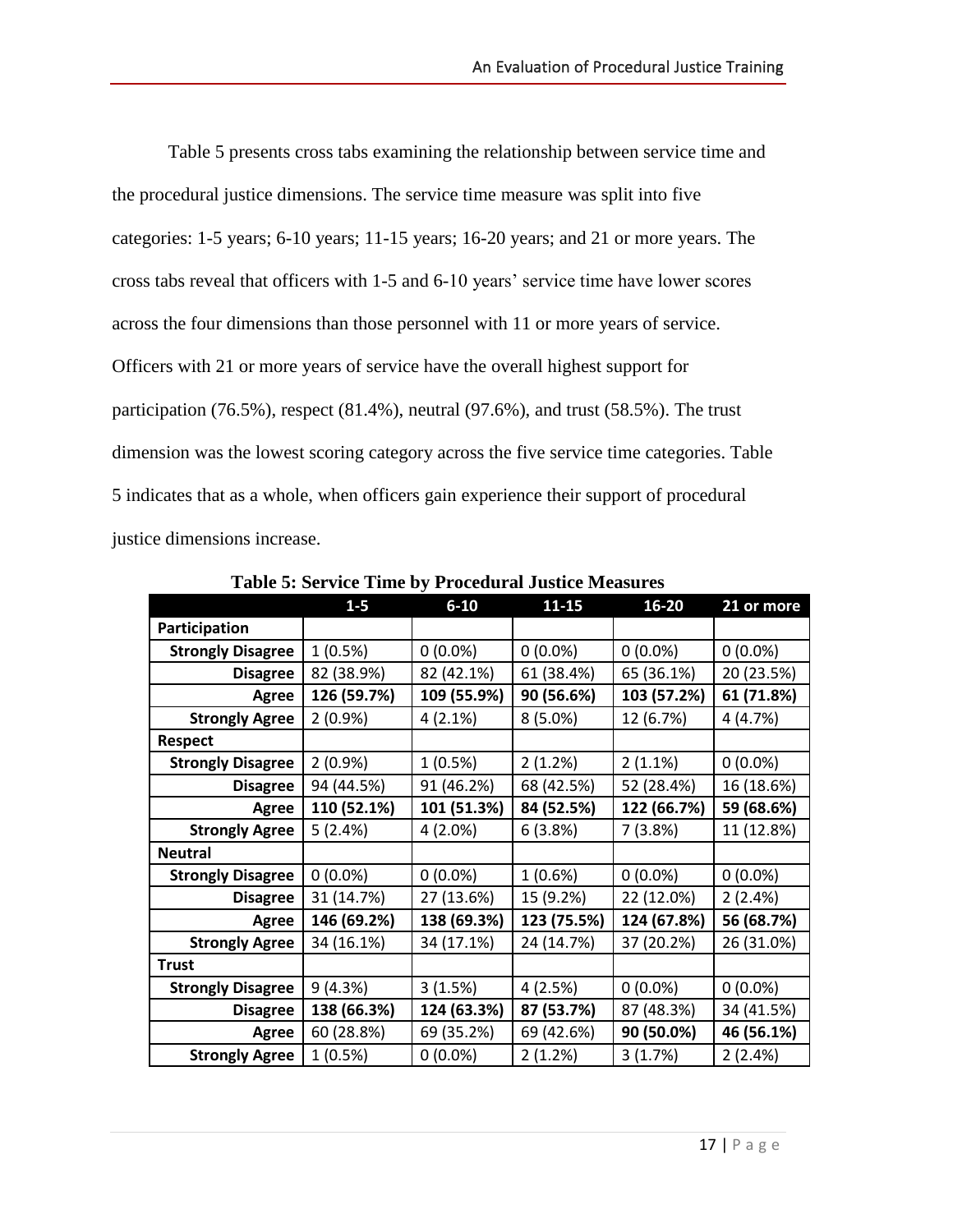Table 5 presents cross tabs examining the relationship between service time and the procedural justice dimensions. The service time measure was split into five categories: 1-5 years; 6-10 years; 11-15 years; 16-20 years; and 21 or more years. The cross tabs reveal that officers with 1-5 and 6-10 years' service time have lower scores across the four dimensions than those personnel with 11 or more years of service. Officers with 21 or more years of service have the overall highest support for participation (76.5%), respect (81.4%), neutral (97.6%), and trust (58.5%). The trust dimension was the lowest scoring category across the five service time categories. Table 5 indicates that as a whole, when officers gain experience their support of procedural justice dimensions increase.

**Table 5: Service Time by Procedural Justice Measures**

| | 1-5 | 6-10 | 11-15 | 16-20 | 21 or more |
|---|---|---|---|---|---|
| **Participation** | | | | | |
| **Strongly Disagree** | 1 (0.5%) | 0 (0.0%) | 0 (0.0%) | 0 (0.0%) | 0 (0.0%) |
| **Disagree** | 82 (38.9%) | 82 (42.1%) | 61 (38.4%) | 65 (36.1%) | 20 (23.5%) |
| **Agree** | **126 (59.7%)** | **109 (55.9%)** | **90 (56.6%)** | **103 (57.2%)** | **61 (71.8%)** |
| **Strongly Agree** | 2 (0.9%) | 4 (2.1%) | 8 (5.0%) | 12 (6.7%) | 4 (4.7%) |
| **Respect** | | | | | |
| **Strongly Disagree** | 2 (0.9%) | 1 (0.5%) | 2 (1.2%) | 2 (1.1%) | 0 (0.0%) |
| **Disagree** | 94 (44.5%) | 91 (46.2%) | 68 (42.5%) | 52 (28.4%) | 16 (18.6%) |
| **Agree** | **110 (52.1%)** | **101 (51.3%)** | **84 (52.5%)** | **122 (66.7%)** | **59 (68.6%)** |
| **Strongly Agree** | 5 (2.4%) | 4 (2.0%) | 6 (3.8%) | 7 (3.8%) | 11 (12.8%) |
| **Neutral** | | | | | |
| **Strongly Disagree** | 0 (0.0%) | 0 (0.0%) | 1 (0.6%) | 0 (0.0%) | 0 (0.0%) |
| **Disagree** | 31 (14.7%) | 27 (13.6%) | 15 (9.2%) | 22 (12.0%) | 2 (2.4%) |
| **Agree** | **146 (69.2%)** | **138 (69.3%)** | **123 (75.5%)** | **124 (67.8%)** | **56 (68.7%)** |
| **Strongly Agree** | 34 (16.1%) | 34 (17.1%) | 24 (14.7%) | 37 (20.2%) | 26 (31.0%) |
| **Trust** | | | | | |
| **Strongly Disagree** | 9 (4.3%) | 3 (1.5%) | 4 (2.5%) | 0 (0.0%) | 0 (0.0%) |
| **Disagree** | **138 (66.3%)** | **124 (63.3%)** | **87 (53.7%)** | 87 (48.3%) | 34 (41.5%) |
| **Agree** | 60 (28.8%) | 69 (35.2%) | 69 (42.6%) | **90 (50.0%)** | **46 (56.1%)** |
| **Strongly Agree** | 1 (0.5%) | 0 (0.0%) | 2 (1.2%) | 3 (1.7%) | 2 (2.4%) |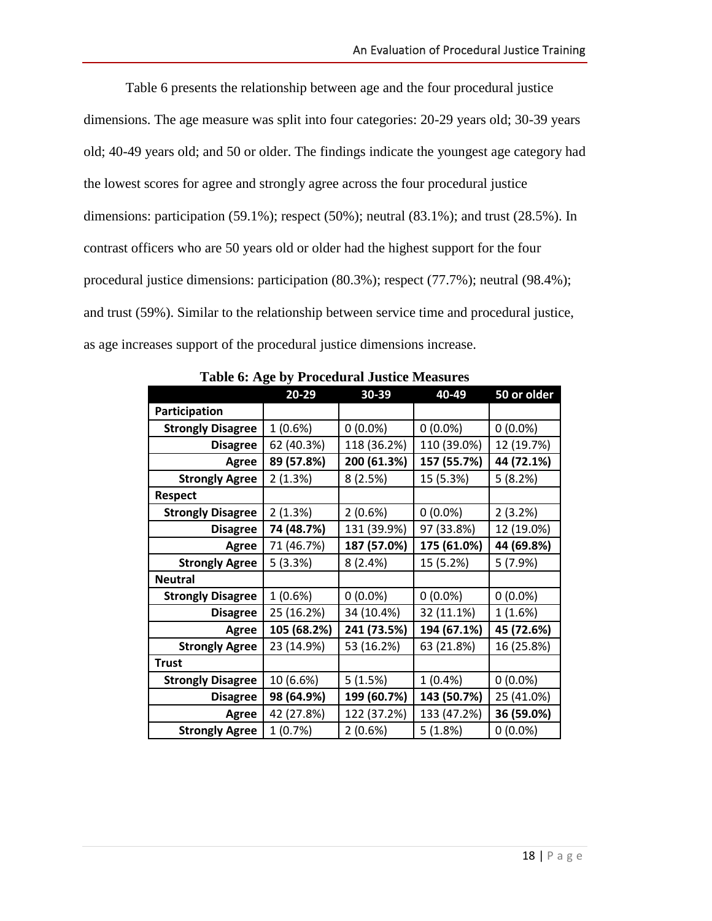Table 6 presents the relationship between age and the four procedural justice dimensions. The age measure was split into four categories: 20-29 years old; 30-39 years old; 40-49 years old; and 50 or older. The findings indicate the youngest age category had the lowest scores for agree and strongly agree across the four procedural justice dimensions: participation (59.1%); respect (50%); neutral (83.1%); and trust (28.5%). In contrast officers who are 50 years old or older had the highest support for the four procedural justice dimensions: participation (80.3%); respect (77.7%); neutral (98.4%); and trust (59%). Similar to the relationship between service time and procedural justice, as age increases support of the procedural justice dimensions increase.

**Table 6: Age by Procedural Justice Measures**

| | 20-29 | 30-39 | 40-49 | 50 or older |
|---|---|---|---|---|
| **Participation** | | | | |
| **Strongly Disagree** | 1 (0.6%) | 0 (0.0%) | 0 (0.0%) | 0 (0.0%) |
| **Disagree** | 62 (40.3%) | 118 (36.2%) | 110 (39.0%) | 12 (19.7%) |
| **Agree** | **89 (57.8%)** | **200 (61.3%)** | **157 (55.7%)** | **44 (72.1%)** |
| **Strongly Agree** | 2 (1.3%) | 8 (2.5%) | 15 (5.3%) | 5 (8.2%) |
| **Respect** | | | | |
| **Strongly Disagree** | 2 (1.3%) | 2 (0.6%) | 0 (0.0%) | 2 (3.2%) |
| **Disagree** | **74 (48.7%)** | 131 (39.9%) | 97 (33.8%) | 12 (19.0%) |
| **Agree** | 71 (46.7%) | **187 (57.0%)** | **175 (61.0%)** | **44 (69.8%)** |
| **Strongly Agree** | 5 (3.3%) | 8 (2.4%) | 15 (5.2%) | 5 (7.9%) |
| **Neutral** | | | | |
| **Strongly Disagree** | 1 (0.6%) | 0 (0.0%) | 0 (0.0%) | 0 (0.0%) |
| **Disagree** | 25 (16.2%) | 34 (10.4%) | 32 (11.1%) | 1 (1.6%) |
| **Agree** | **105 (68.2%)** | **241 (73.5%)** | **194 (67.1%)** | **45 (72.6%)** |
| **Strongly Agree** | 23 (14.9%) | 53 (16.2%) | 63 (21.8%) | 16 (25.8%) |
| **Trust** | | | | |
| **Strongly Disagree** | 10 (6.6%) | 5 (1.5%) | 1 (0.4%) | 0 (0.0%) |
| **Disagree** | **98 (64.9%)** | **199 (60.7%)** | **143 (50.7%)** | 25 (41.0%) |
| **Agree** | 42 (27.8%) | 122 (37.2%) | 133 (47.2%) | **36 (59.0%)** |
| **Strongly Agree** | 1 (0.7%) | 2 (0.6%) | 5 (1.8%) | 0 (0.0%) |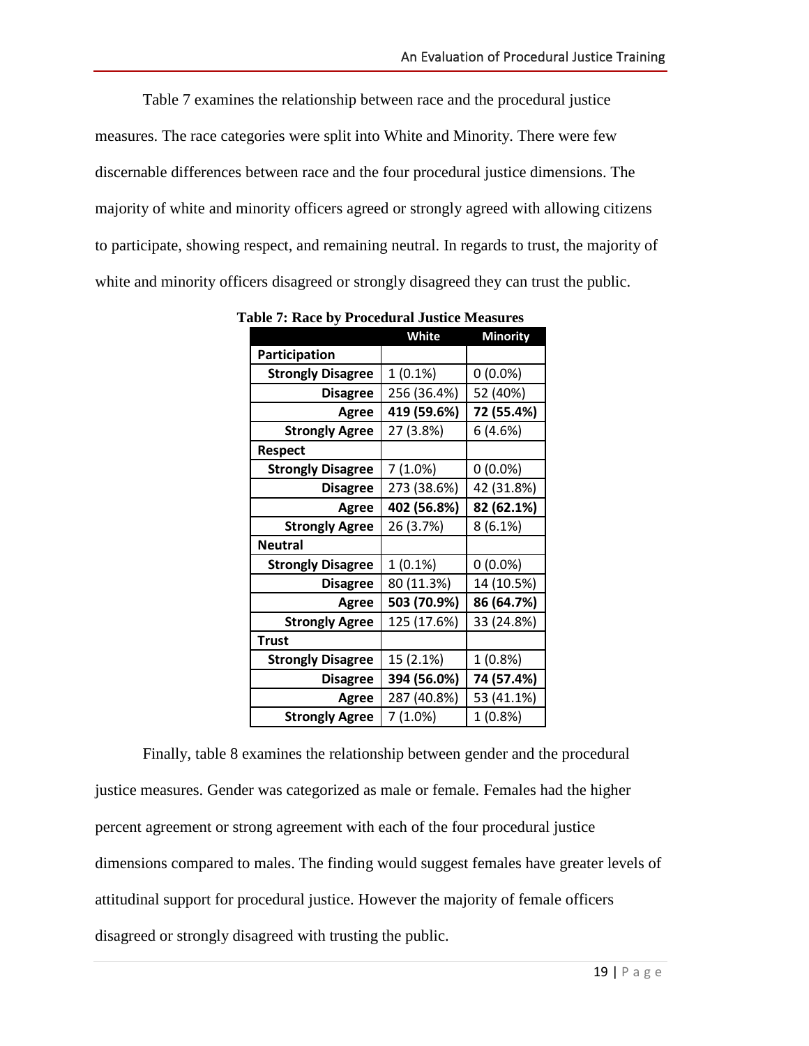Table 7 examines the relationship between race and the procedural justice measures. The race categories were split into White and Minority. There were few discernable differences between race and the four procedural justice dimensions. The majority of white and minority officers agreed or strongly agreed with allowing citizens to participate, showing respect, and remaining neutral. In regards to trust, the majority of white and minority officers disagreed or strongly disagreed they can trust the public.

**Table 7: Race by Procedural Justice Measures**

| | White | Minority |
|---|---|---|
| **Participation** | | |
| **Strongly Disagree** | 1 (0.1%) | 0 (0.0%) |
| **Disagree** | 256 (36.4%) | 52 (40%) |
| **Agree** | **419 (59.6%)** | **72 (55.4%)** |
| **Strongly Agree** | 27 (3.8%) | 6 (4.6%) |
| **Respect** | | |
| **Strongly Disagree** | 7 (1.0%) | 0 (0.0%) |
| **Disagree** | 273 (38.6%) | 42 (31.8%) |
| **Agree** | **402 (56.8%)** | **82 (62.1%)** |
| **Strongly Agree** | 26 (3.7%) | 8 (6.1%) |
| **Neutral** | | |
| **Strongly Disagree** | 1 (0.1%) | 0 (0.0%) |
| **Disagree** | 80 (11.3%) | 14 (10.5%) |
| **Agree** | **503 (70.9%)** | **86 (64.7%)** |
| **Strongly Agree** | 125 (17.6%) | 33 (24.8%) |
| **Trust** | | |
| **Strongly Disagree** | 15 (2.1%) | 1 (0.8%) |
| **Disagree** | **394 (56.0%)** | **74 (57.4%)** |
| **Agree** | 287 (40.8%) | 53 (41.1%) |
| **Strongly Agree** | 7 (1.0%) | 1 (0.8%) |

Finally, table 8 examines the relationship between gender and the procedural justice measures. Gender was categorized as male or female. Females had the higher percent agreement or strong agreement with each of the four procedural justice dimensions compared to males. The finding would suggest females have greater levels of attitudinal support for procedural justice. However the majority of female officers disagreed or strongly disagreed with trusting the public.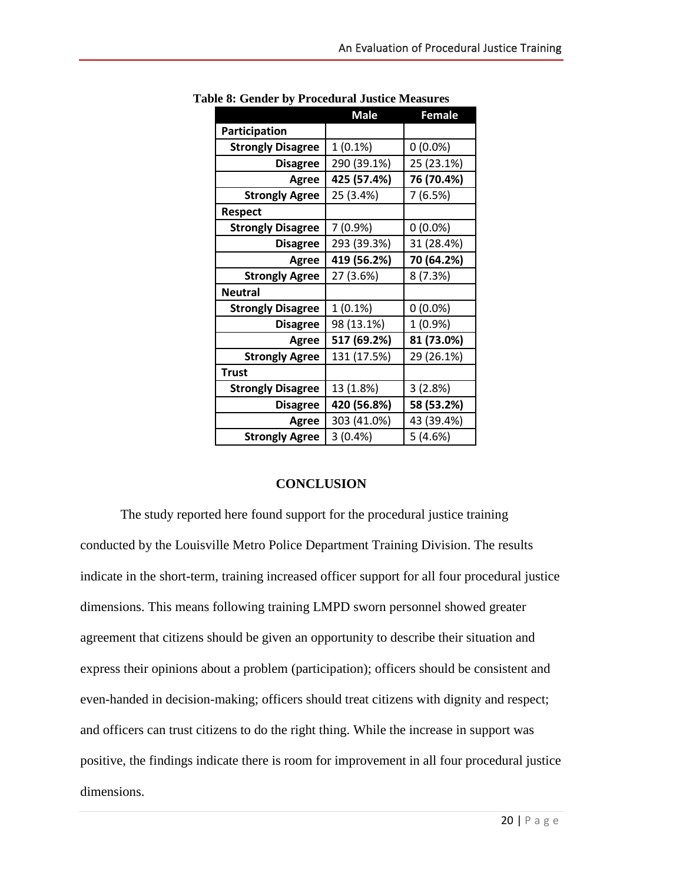**Table 8: Gender by Procedural Justice Measures**

| | Male | Female |
|---|---|---|
| **Participation** | | |
| **Strongly Disagree** | 1 (0.1%) | 0 (0.0%) |
| **Disagree** | 290 (39.1%) | 25 (23.1%) |
| **Agree** | **425 (57.4%)** | **76 (70.4%)** |
| **Strongly Agree** | 25 (3.4%) | 7 (6.5%) |
| **Respect** | | |
| **Strongly Disagree** | 7 (0.9%) | 0 (0.0%) |
| **Disagree** | 293 (39.3%) | 31 (28.4%) |
| **Agree** | **419 (56.2%)** | **70 (64.2%)** |
| **Strongly Agree** | 27 (3.6%) | 8 (7.3%) |
| **Neutral** | | |
| **Strongly Disagree** | 1 (0.1%) | 0 (0.0%) |
| **Disagree** | 98 (13.1%) | 1 (0.9%) |
| **Agree** | **517 (69.2%)** | **81 (73.0%)** |
| **Strongly Agree** | 131 (17.5%) | 29 (26.1%) |
| **Trust** | | |
| **Strongly Disagree** | 13 (1.8%) | 3 (2.8%) |
| **Disagree** | **420 (56.8%)** | **58 (53.2%)** |
| **Agree** | 303 (41.0%) | 43 (39.4%) |
| **Strongly Agree** | 3 (0.4%) | 5 (4.6%) |

## CONCLUSION

The study reported here found support for the procedural justice training conducted by the Louisville Metro Police Department Training Division. The results indicate in the short-term, training increased officer support for all four procedural justice dimensions. This means following training LMPD sworn personnel showed greater agreement that citizens should be given an opportunity to describe their situation and express their opinions about a problem (participation); officers should be consistent and even-handed in decision-making; officers should treat citizens with dignity and respect; and officers can trust citizens to do the right thing. While the increase in support was positive, the findings indicate there is room for improvement in all four procedural justice dimensions.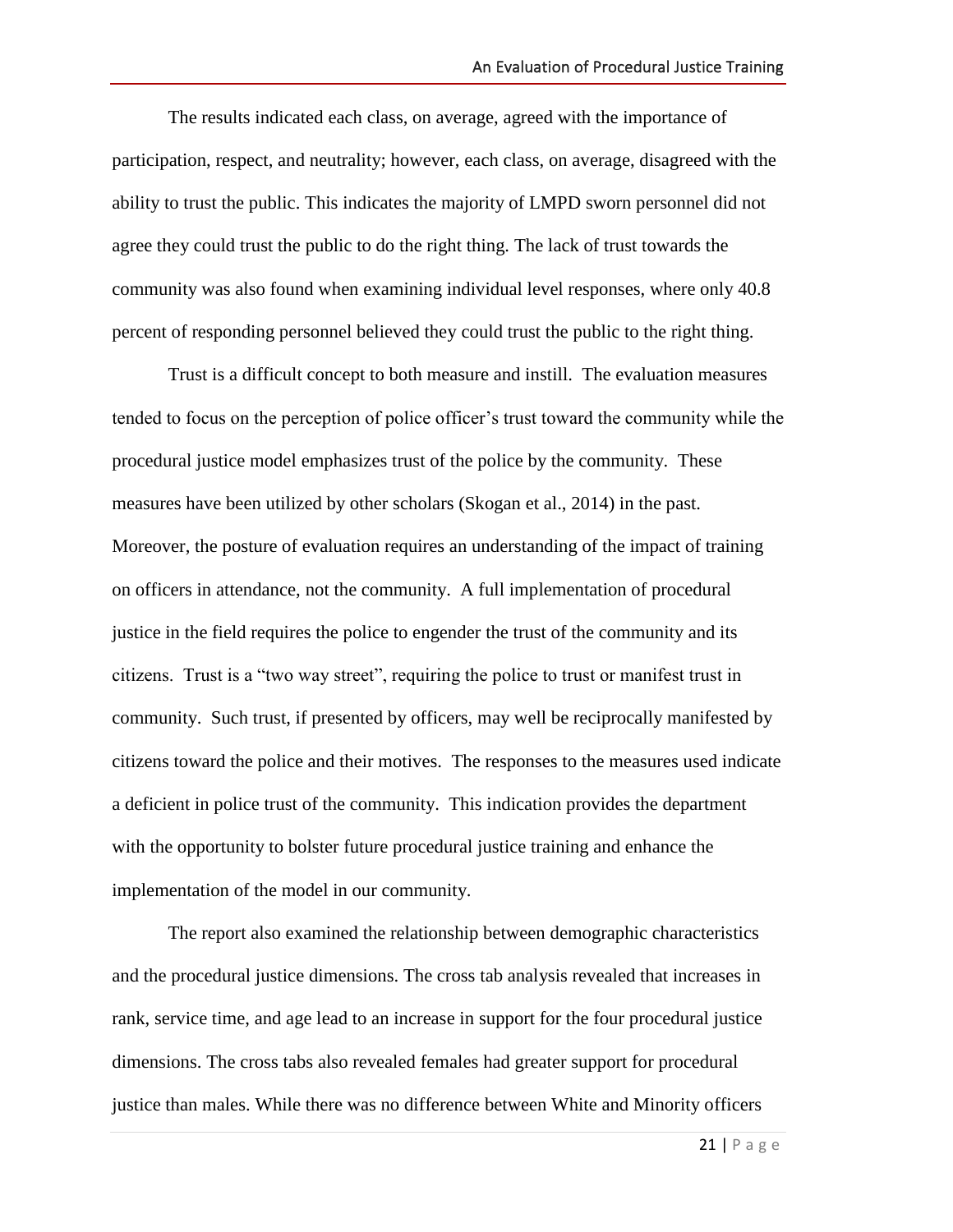The results indicated each class, on average, agreed with the importance of participation, respect, and neutrality; however, each class, on average, disagreed with the ability to trust the public. This indicates the majority of LMPD sworn personnel did not agree they could trust the public to do the right thing. The lack of trust towards the community was also found when examining individual level responses, where only 40.8 percent of responding personnel believed they could trust the public to the right thing.

Trust is a difficult concept to both measure and instill. The evaluation measures tended to focus on the perception of police officer's trust toward the community while the procedural justice model emphasizes trust of the police by the community. These measures have been utilized by other scholars (Skogan et al., 2014) in the past. Moreover, the posture of evaluation requires an understanding of the impact of training on officers in attendance, not the community. A full implementation of procedural justice in the field requires the police to engender the trust of the community and its citizens. Trust is a "two way street", requiring the police to trust or manifest trust in community. Such trust, if presented by officers, may well be reciprocally manifested by citizens toward the police and their motives. The responses to the measures used indicate a deficient in police trust of the community. This indication provides the department with the opportunity to bolster future procedural justice training and enhance the implementation of the model in our community.

The report also examined the relationship between demographic characteristics and the procedural justice dimensions. The cross tab analysis revealed that increases in rank, service time, and age lead to an increase in support for the four procedural justice dimensions. The cross tabs also revealed females had greater support for procedural justice than males. While there was no difference between White and Minority officers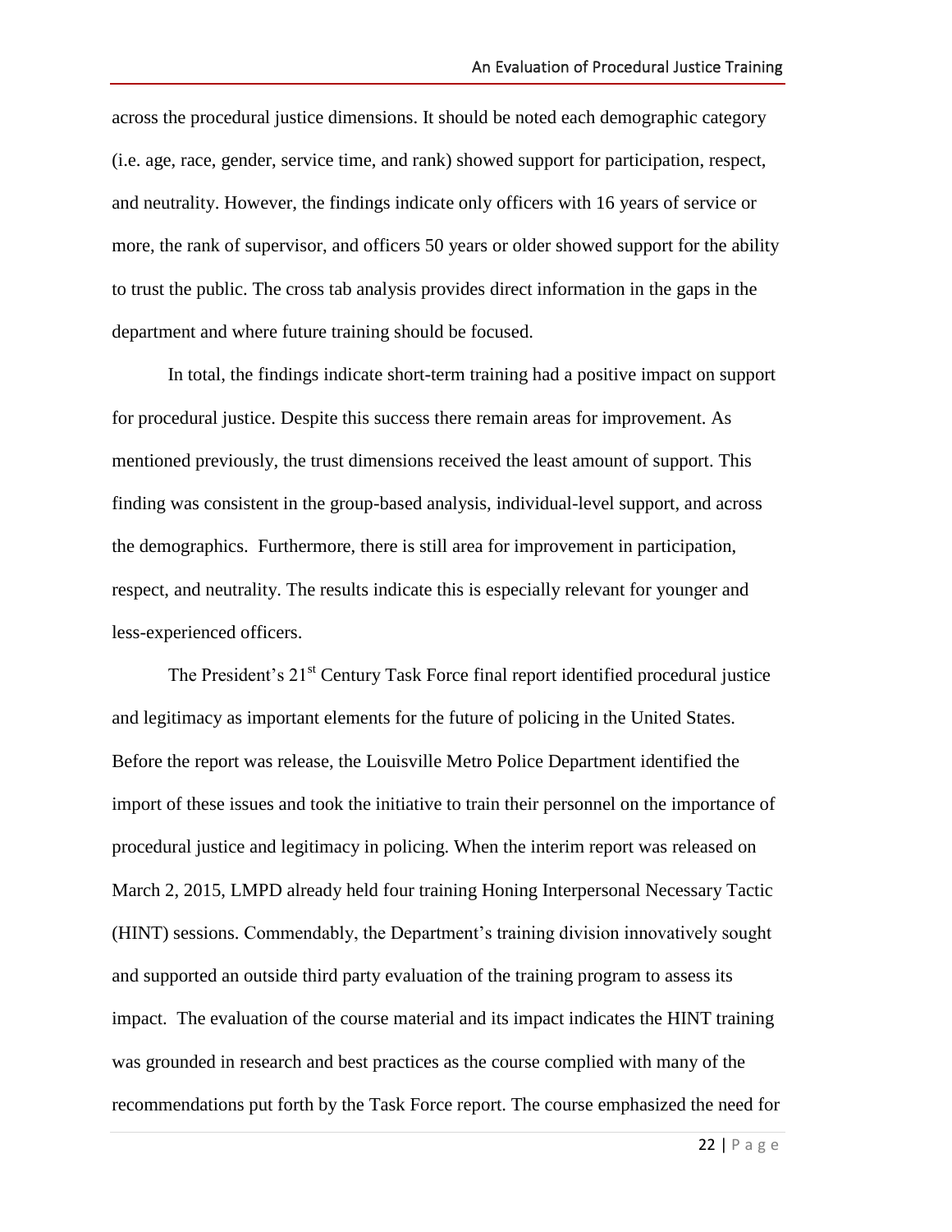across the procedural justice dimensions. It should be noted each demographic category (i.e. age, race, gender, service time, and rank) showed support for participation, respect, and neutrality. However, the findings indicate only officers with 16 years of service or more, the rank of supervisor, and officers 50 years or older showed support for the ability to trust the public. The cross tab analysis provides direct information in the gaps in the department and where future training should be focused.

In total, the findings indicate short-term training had a positive impact on support for procedural justice. Despite this success there remain areas for improvement. As mentioned previously, the trust dimensions received the least amount of support. This finding was consistent in the group-based analysis, individual-level support, and across the demographics. Furthermore, there is still area for improvement in participation, respect, and neutrality. The results indicate this is especially relevant for younger and less-experienced officers.

The President's 21st Century Task Force final report identified procedural justice and legitimacy as important elements for the future of policing in the United States. Before the report was release, the Louisville Metro Police Department identified the import of these issues and took the initiative to train their personnel on the importance of procedural justice and legitimacy in policing. When the interim report was released on March 2, 2015, LMPD already held four training Honing Interpersonal Necessary Tactic (HINT) sessions. Commendably, the Department's training division innovatively sought and supported an outside third party evaluation of the training program to assess its impact. The evaluation of the course material and its impact indicates the HINT training was grounded in research and best practices as the course complied with many of the recommendations put forth by the Task Force report. The course emphasized the need for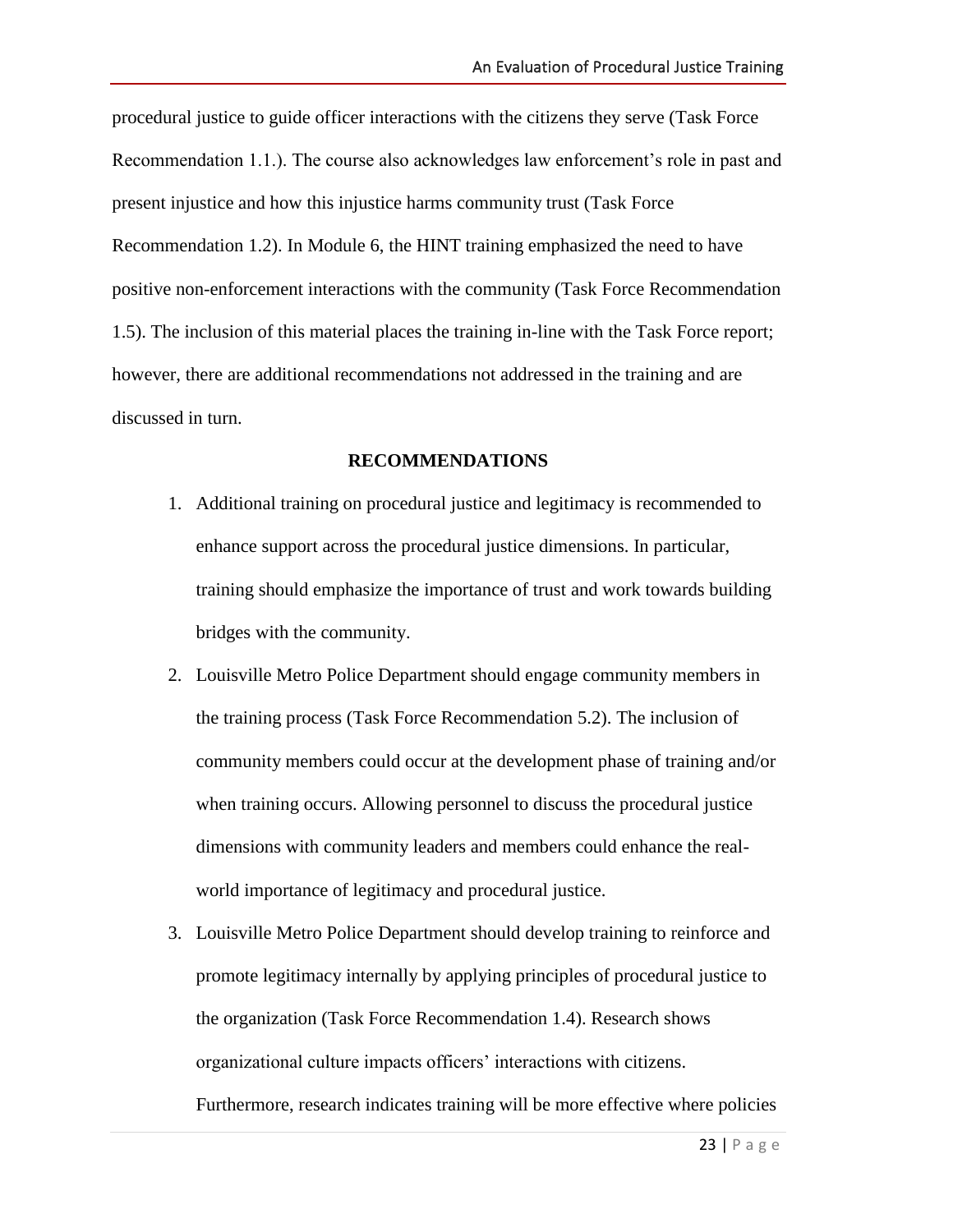procedural justice to guide officer interactions with the citizens they serve (Task Force Recommendation 1.1.). The course also acknowledges law enforcement's role in past and present injustice and how this injustice harms community trust (Task Force Recommendation 1.2). In Module 6, the HINT training emphasized the need to have positive non-enforcement interactions with the community (Task Force Recommendation 1.5). The inclusion of this material places the training in-line with the Task Force report; however, there are additional recommendations not addressed in the training and are discussed in turn.

## RECOMMENDATIONS

1. Additional training on procedural justice and legitimacy is recommended to enhance support across the procedural justice dimensions. In particular, training should emphasize the importance of trust and work towards building bridges with the community.
2. Louisville Metro Police Department should engage community members in the training process (Task Force Recommendation 5.2). The inclusion of community members could occur at the development phase of training and/or when training occurs. Allowing personnel to discuss the procedural justice dimensions with community leaders and members could enhance the real-world importance of legitimacy and procedural justice.
3. Louisville Metro Police Department should develop training to reinforce and promote legitimacy internally by applying principles of procedural justice to the organization (Task Force Recommendation 1.4). Research shows organizational culture impacts officers' interactions with citizens. Furthermore, research indicates training will be more effective where policies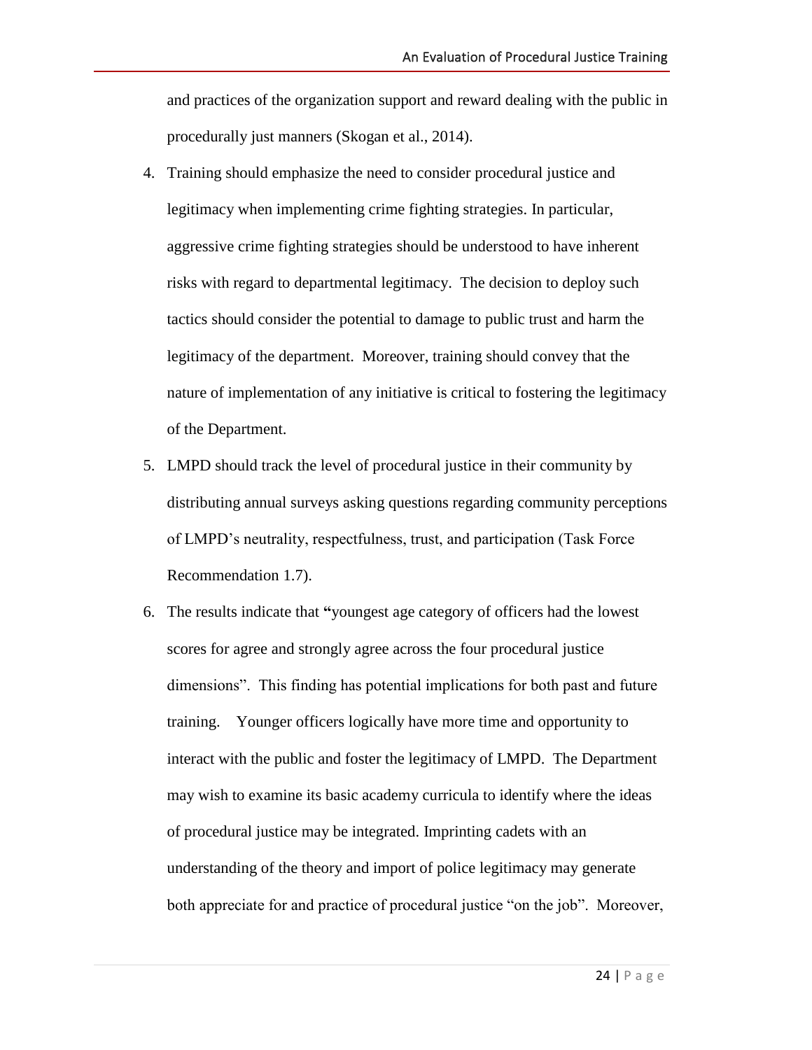and practices of the organization support and reward dealing with the public in procedurally just manners (Skogan et al., 2014).

4. Training should emphasize the need to consider procedural justice and legitimacy when implementing crime fighting strategies. In particular, aggressive crime fighting strategies should be understood to have inherent risks with regard to departmental legitimacy. The decision to deploy such tactics should consider the potential to damage to public trust and harm the legitimacy of the department. Moreover, training should convey that the nature of implementation of any initiative is critical to fostering the legitimacy of the Department.
5. LMPD should track the level of procedural justice in their community by distributing annual surveys asking questions regarding community perceptions of LMPD's neutrality, respectfulness, trust, and participation (Task Force Recommendation 1.7).
6. The results indicate that **"**youngest age category of officers had the lowest scores for agree and strongly agree across the four procedural justice dimensions". This finding has potential implications for both past and future training. Younger officers logically have more time and opportunity to interact with the public and foster the legitimacy of LMPD. The Department may wish to examine its basic academy curricula to identify where the ideas of procedural justice may be integrated. Imprinting cadets with an understanding of the theory and import of police legitimacy may generate both appreciate for and practice of procedural justice "on the job". Moreover,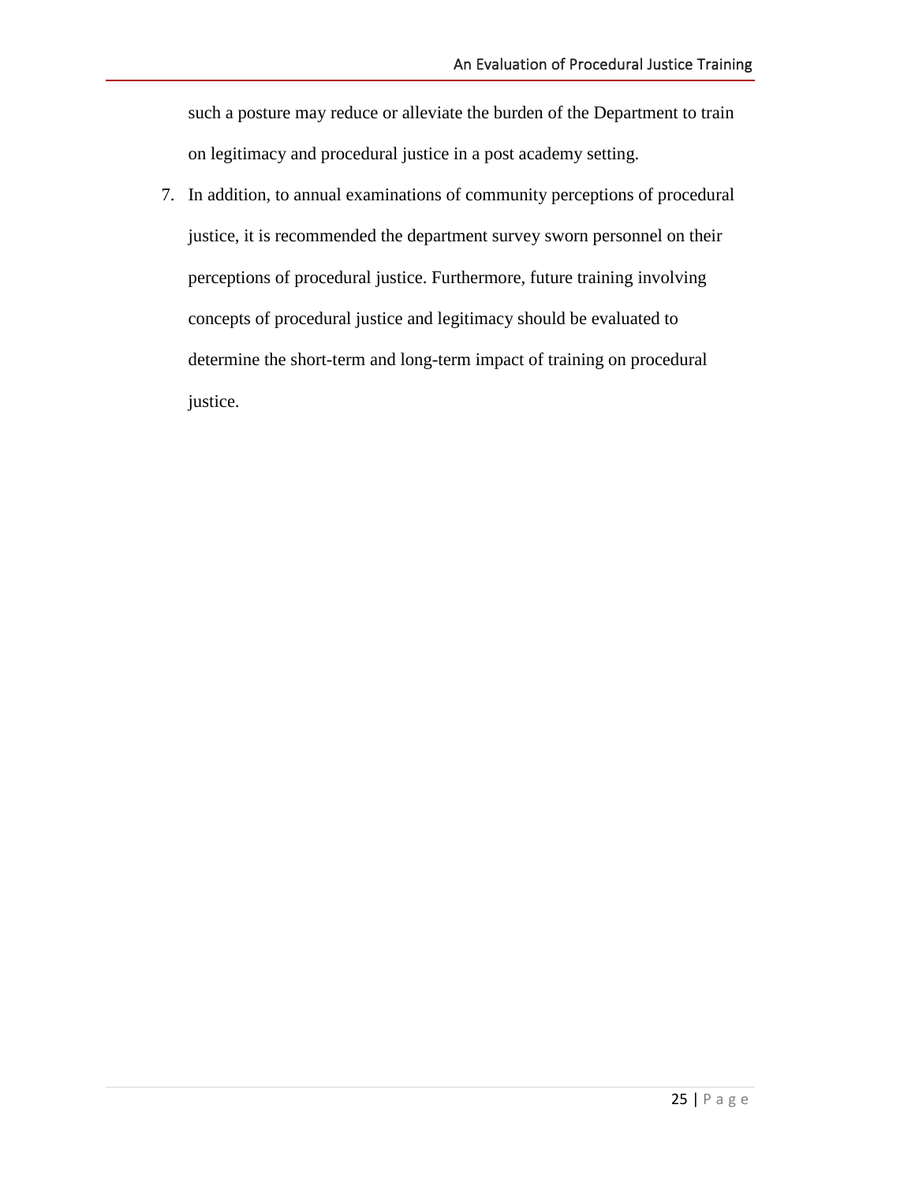such a posture may reduce or alleviate the burden of the Department to train on legitimacy and procedural justice in a post academy setting.

7. In addition, to annual examinations of community perceptions of procedural justice, it is recommended the department survey sworn personnel on their perceptions of procedural justice. Furthermore, future training involving concepts of procedural justice and legitimacy should be evaluated to determine the short-term and long-term impact of training on procedural justice.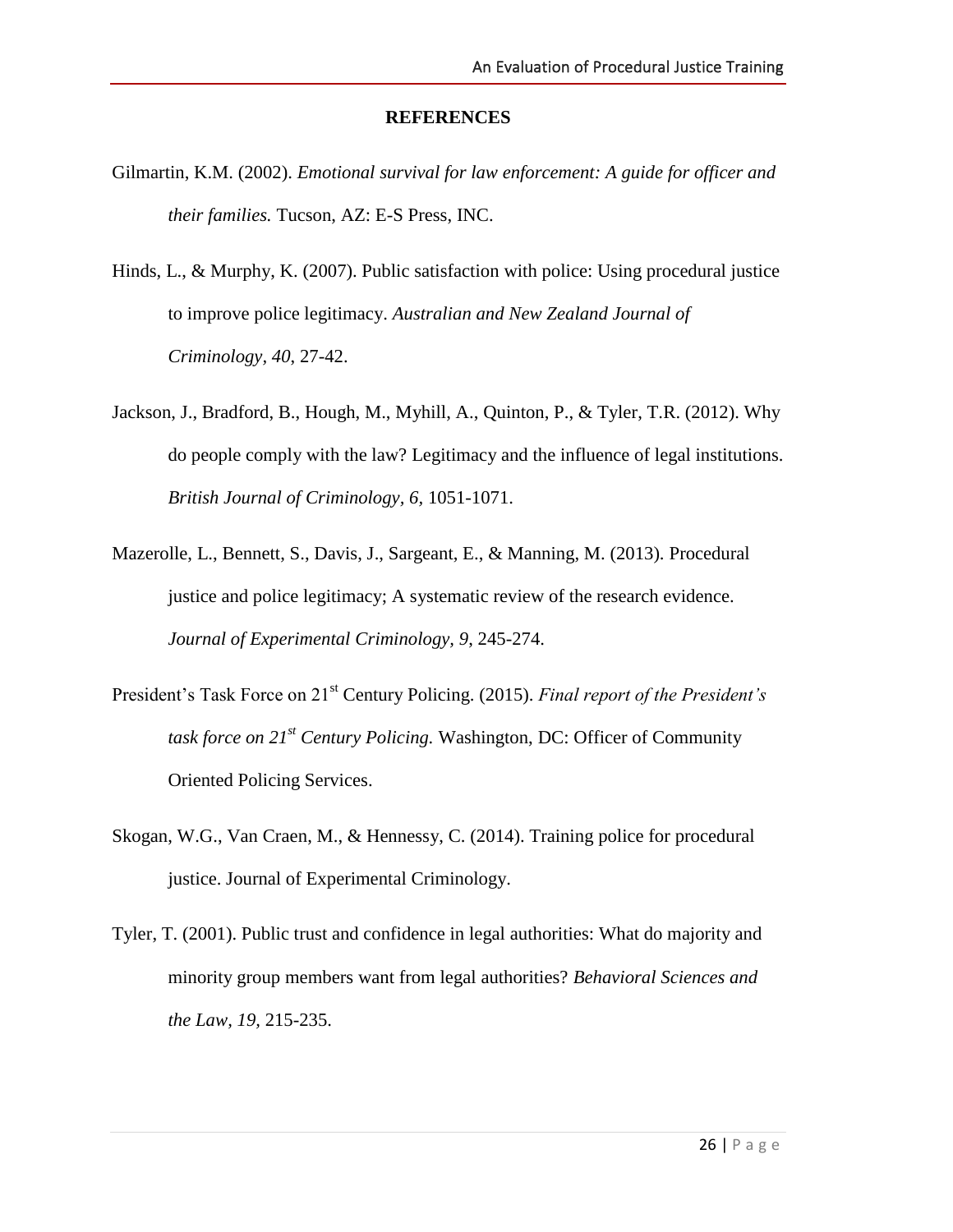## REFERENCES

Gilmartin, K.M. (2002). *Emotional survival for law enforcement: A guide for officer and their families.* Tucson, AZ: E-S Press, INC.

Hinds, L., & Murphy, K. (2007). Public satisfaction with police: Using procedural justice to improve police legitimacy. *Australian and New Zealand Journal of Criminology, 40*, 27-42.

Jackson, J., Bradford, B., Hough, M., Myhill, A., Quinton, P., & Tyler, T.R. (2012). Why do people comply with the law? Legitimacy and the influence of legal institutions. *British Journal of Criminology, 6,* 1051-1071.

Mazerolle, L., Bennett, S., Davis, J., Sargeant, E., & Manning, M. (2013). Procedural justice and police legitimacy; A systematic review of the research evidence. *Journal of Experimental Criminology, 9,* 245-274.

President's Task Force on 21st Century Policing. (2015). *Final report of the President's task force on 21st Century Policing.* Washington, DC: Officer of Community Oriented Policing Services.

Skogan, W.G., Van Craen, M., & Hennessy, C. (2014). Training police for procedural justice. Journal of Experimental Criminology.

Tyler, T. (2001). Public trust and confidence in legal authorities: What do majority and minority group members want from legal authorities? *Behavioral Sciences and the Law, 19*, 215-235.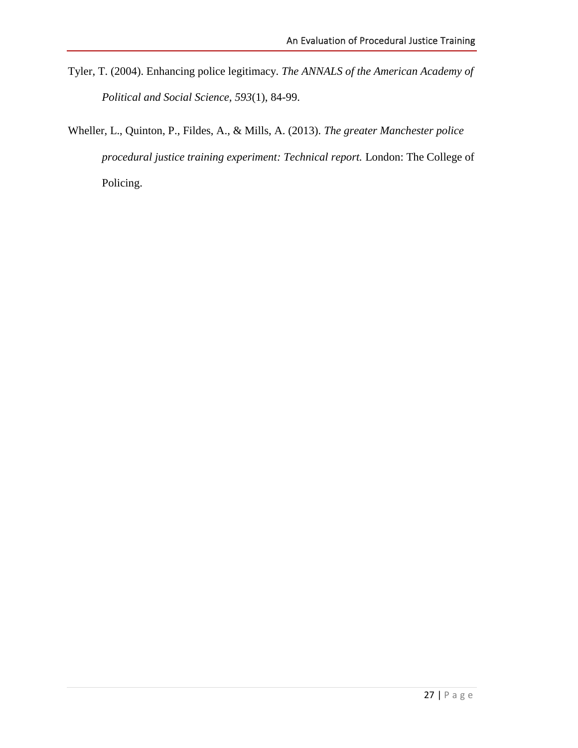Tyler, T. (2004). Enhancing police legitimacy. *The ANNALS of the American Academy of Political and Social Science, 593*(1), 84-99.

Wheller, L., Quinton, P., Fildes, A., & Mills, A. (2013). *The greater Manchester police procedural justice training experiment: Technical report.* London: The College of Policing.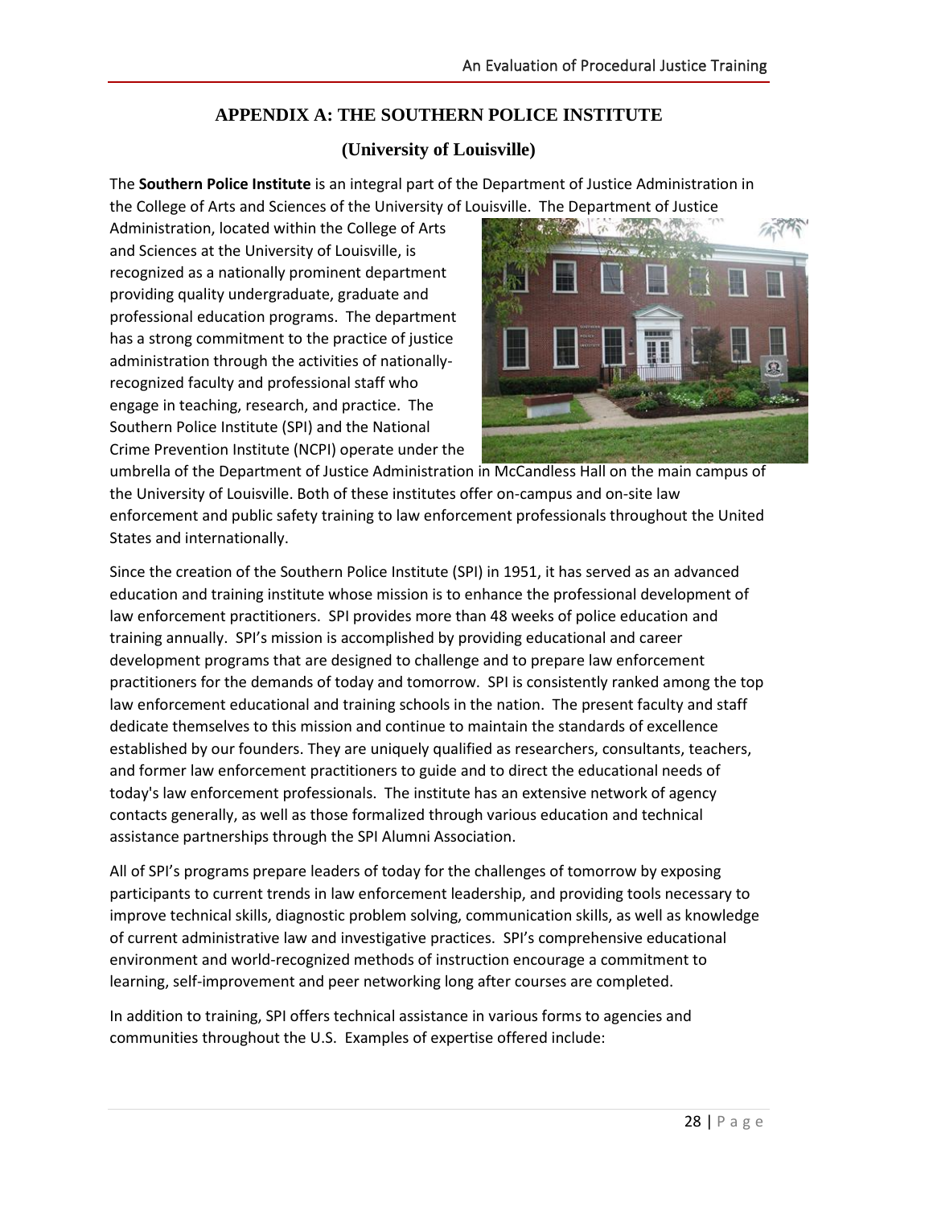# APPENDIX A: THE SOUTHERN POLICE INSTITUTE

## (University of Louisville)

The **Southern Police Institute** is an integral part of the Department of Justice Administration in the College of Arts and Sciences of the University of Louisville. The Department of Justice Administration, located within the College of Arts and Sciences at the University of Louisville, is recognized as a nationally prominent department providing quality undergraduate, graduate and professional education programs. The department has a strong commitment to the practice of justice administration through the activities of nationally-recognized faculty and professional staff who engage in teaching, research, and practice. The Southern Police Institute (SPI) and the National Crime Prevention Institute (NCPI) operate under the umbrella of the Department of Justice Administration in McCandless Hall on the main campus of the University of Louisville. Both of these institutes offer on-campus and on-site law enforcement and public safety training to law enforcement professionals throughout the United States and internationally.

Since the creation of the Southern Police Institute (SPI) in 1951, it has served as an advanced education and training institute whose mission is to enhance the professional development of law enforcement practitioners. SPI provides more than 48 weeks of police education and training annually. SPI's mission is accomplished by providing educational and career development programs that are designed to challenge and to prepare law enforcement practitioners for the demands of today and tomorrow. SPI is consistently ranked among the top law enforcement educational and training schools in the nation. The present faculty and staff dedicate themselves to this mission and continue to maintain the standards of excellence established by our founders. They are uniquely qualified as researchers, consultants, teachers, and former law enforcement practitioners to guide and to direct the educational needs of today's law enforcement professionals. The institute has an extensive network of agency contacts generally, as well as those formalized through various education and technical assistance partnerships through the SPI Alumni Association.

All of SPI's programs prepare leaders of today for the challenges of tomorrow by exposing participants to current trends in law enforcement leadership, and providing tools necessary to improve technical skills, diagnostic problem solving, communication skills, as well as knowledge of current administrative law and investigative practices. SPI's comprehensive educational environment and world-recognized methods of instruction encourage a commitment to learning, self-improvement and peer networking long after courses are completed.

In addition to training, SPI offers technical assistance in various forms to agencies and communities throughout the U.S. Examples of expertise offered include: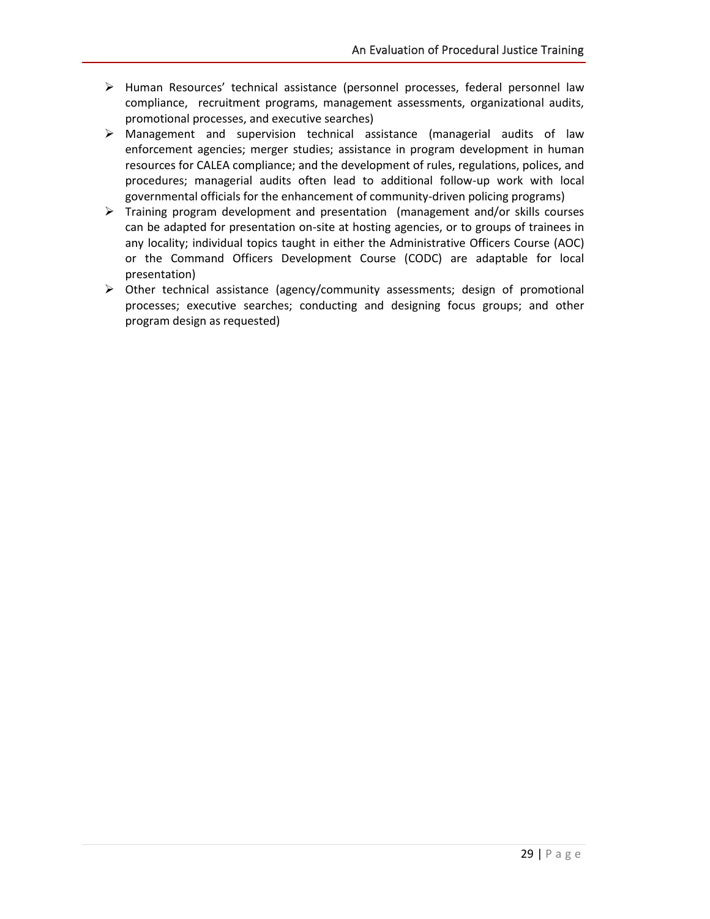- Human Resources' technical assistance (personnel processes, federal personnel law compliance, recruitment programs, management assessments, organizational audits, promotional processes, and executive searches)
- Management and supervision technical assistance (managerial audits of law enforcement agencies; merger studies; assistance in program development in human resources for CALEA compliance; and the development of rules, regulations, polices, and procedures; managerial audits often lead to additional follow-up work with local governmental officials for the enhancement of community-driven policing programs)
- Training program development and presentation (management and/or skills courses can be adapted for presentation on-site at hosting agencies, or to groups of trainees in any locality; individual topics taught in either the Administrative Officers Course (AOC) or the Command Officers Development Course (CODC) are adaptable for local presentation)
- Other technical assistance (agency/community assessments; design of promotional processes; executive searches; conducting and designing focus groups; and other program design as requested)